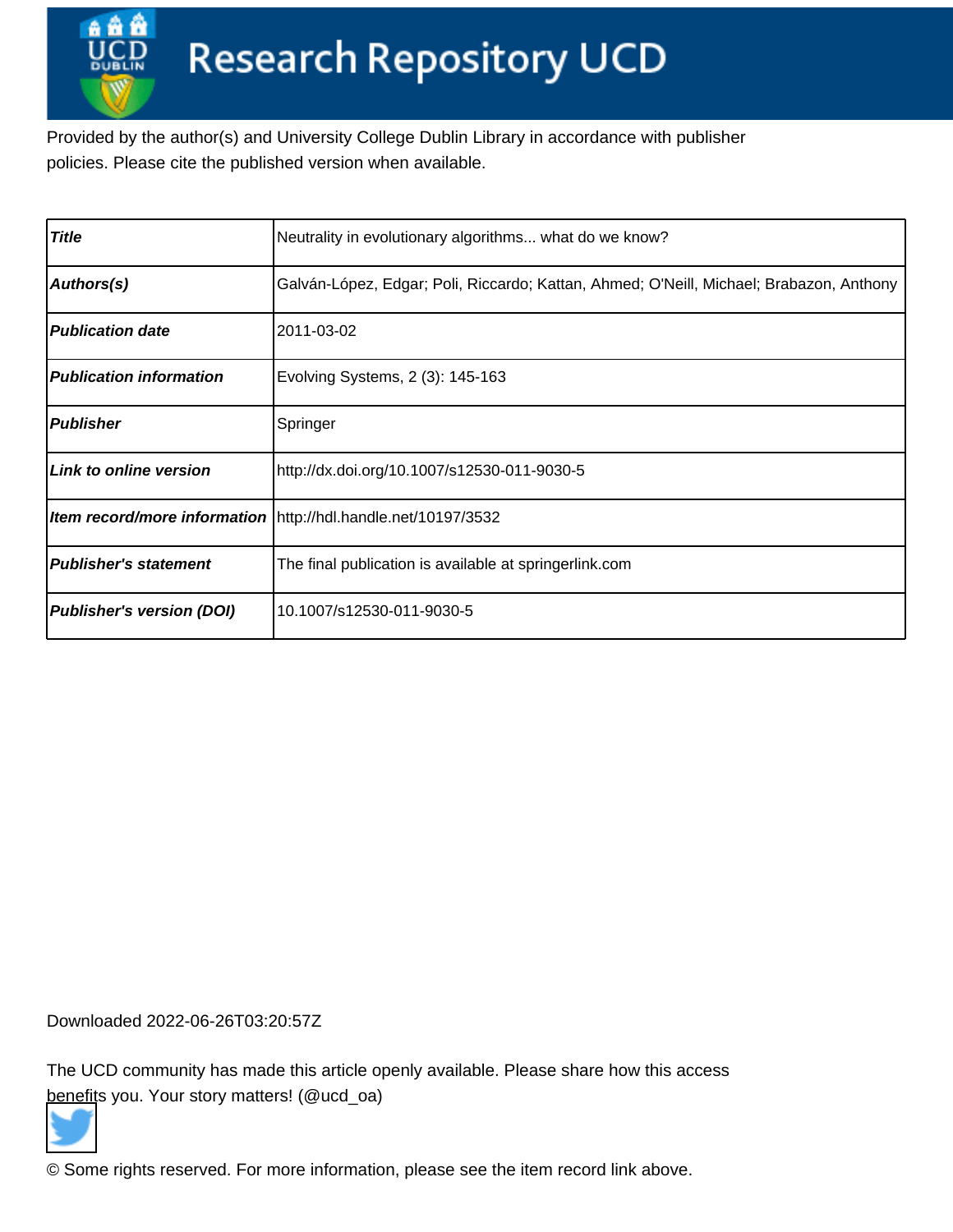# Research Repository UCD

Provided by the author(s) and University College Dublin Library in accordance with publisher policies. Please cite the published version when available.

| | |
|---|---|
| ***Title*** | Neutrality in evolutionary algorithms... what do we know? |
| ***Authors(s)*** | Galván-López, Edgar; Poli, Riccardo; Kattan, Ahmed; O'Neill, Michael; Brabazon, Anthony |
| ***Publication date*** | 2011-03-02 |
| ***Publication information*** | Evolving Systems, 2 (3): 145-163 |
| ***Publisher*** | Springer |
| ***Link to online version*** | http://dx.doi.org/10.1007/s12530-011-9030-5 |
| ***Item record/more information*** | http://hdl.handle.net/10197/3532 |
| ***Publisher's statement*** | The final publication is available at springerlink.com |
| ***Publisher's version (DOI)*** | 10.1007/s12530-011-9030-5 |

Downloaded 2022-06-26T03:20:57Z

The UCD community has made this article openly available. Please share how this access benefits you. Your story matters! (@ucd_oa)

© Some rights reserved. For more information, please see the item record link above.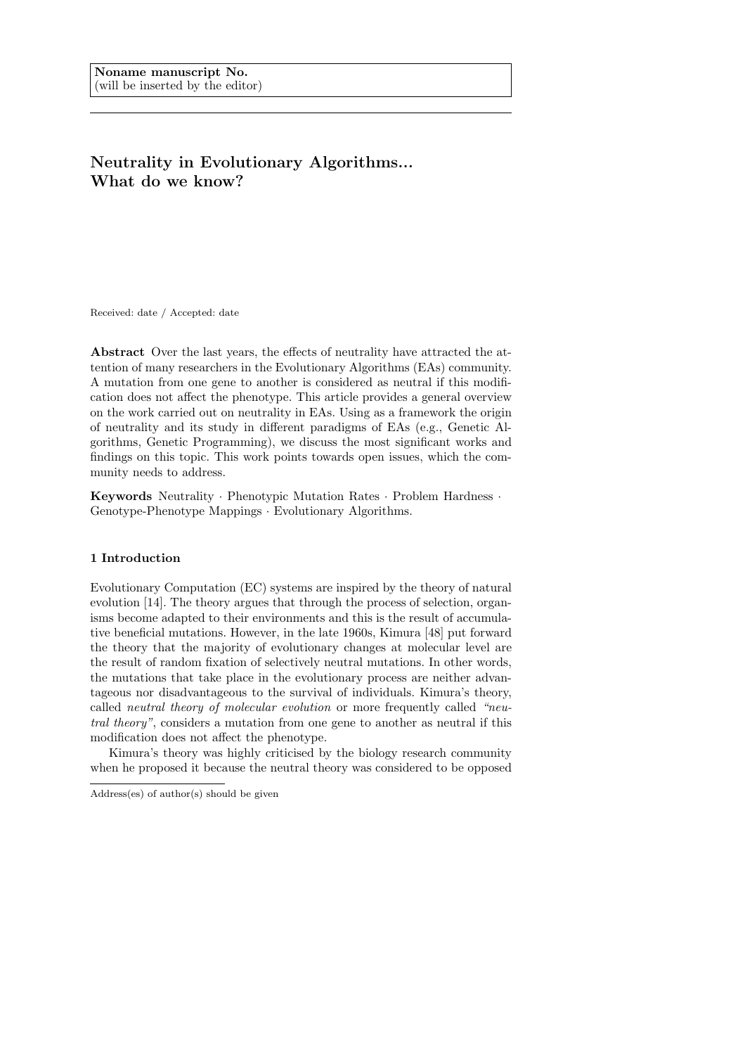Noname manuscript No.
(will be inserted by the editor)

# Neutrality in Evolutionary Algorithms... What do we know?

Received: date / Accepted: date

**Abstract** Over the last years, the effects of neutrality have attracted the attention of many researchers in the Evolutionary Algorithms (EAs) community. A mutation from one gene to another is considered as neutral if this modification does not affect the phenotype. This article provides a general overview on the work carried out on neutrality in EAs. Using as a framework the origin of neutrality and its study in different paradigms of EAs (e.g., Genetic Algorithms, Genetic Programming), we discuss the most significant works and findings on this topic. This work points towards open issues, which the community needs to address.

**Keywords** Neutrality · Phenotypic Mutation Rates · Problem Hardness · Genotype-Phenotype Mappings · Evolutionary Algorithms.

## 1 Introduction

Evolutionary Computation (EC) systems are inspired by the theory of natural evolution [14]. The theory argues that through the process of selection, organisms become adapted to their environments and this is the result of accumulative beneficial mutations. However, in the late 1960s, Kimura [48] put forward the theory that the majority of evolutionary changes at molecular level are the result of random fixation of selectively neutral mutations. In other words, the mutations that take place in the evolutionary process are neither advantageous nor disadvantageous to the survival of individuals. Kimura's theory, called *neutral theory of molecular evolution* or more frequently called *"neutral theory"*, considers a mutation from one gene to another as neutral if this modification does not affect the phenotype.

Kimura's theory was highly criticised by the biology research community when he proposed it because the neutral theory was considered to be opposed

Address(es) of author(s) should be given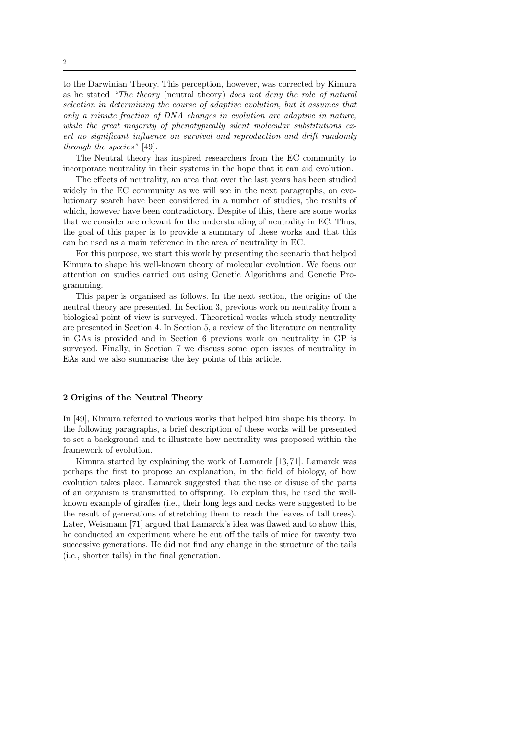to the Darwinian Theory. This perception, however, was corrected by Kimura as he stated *"The theory* (neutral theory) *does not deny the role of natural selection in determining the course of adaptive evolution, but it assumes that only a minute fraction of DNA changes in evolution are adaptive in nature, while the great majority of phenotypically silent molecular substitutions exert no significant influence on survival and reproduction and drift randomly through the species"* [49].

The Neutral theory has inspired researchers from the EC community to incorporate neutrality in their systems in the hope that it can aid evolution.

The effects of neutrality, an area that over the last years has been studied widely in the EC community as we will see in the next paragraphs, on evolutionary search have been considered in a number of studies, the results of which, however have been contradictory. Despite of this, there are some works that we consider are relevant for the understanding of neutrality in EC. Thus, the goal of this paper is to provide a summary of these works and that this can be used as a main reference in the area of neutrality in EC.

For this purpose, we start this work by presenting the scenario that helped Kimura to shape his well-known theory of molecular evolution. We focus our attention on studies carried out using Genetic Algorithms and Genetic Programming.

This paper is organised as follows. In the next section, the origins of the neutral theory are presented. In Section 3, previous work on neutrality from a biological point of view is surveyed. Theoretical works which study neutrality are presented in Section 4. In Section 5, a review of the literature on neutrality in GAs is provided and in Section 6 previous work on neutrality in GP is surveyed. Finally, in Section 7 we discuss some open issues of neutrality in EAs and we also summarise the key points of this article.

## 2 Origins of the Neutral Theory

In [49], Kimura referred to various works that helped him shape his theory. In the following paragraphs, a brief description of these works will be presented to set a background and to illustrate how neutrality was proposed within the framework of evolution.

Kimura started by explaining the work of Lamarck [13, 71]. Lamarck was perhaps the first to propose an explanation, in the field of biology, of how evolution takes place. Lamarck suggested that the use or disuse of the parts of an organism is transmitted to offspring. To explain this, he used the well-known example of giraffes (i.e., their long legs and necks were suggested to be the result of generations of stretching them to reach the leaves of tall trees). Later, Weismann [71] argued that Lamarck's idea was flawed and to show this, he conducted an experiment where he cut off the tails of mice for twenty two successive generations. He did not find any change in the structure of the tails (i.e., shorter tails) in the final generation.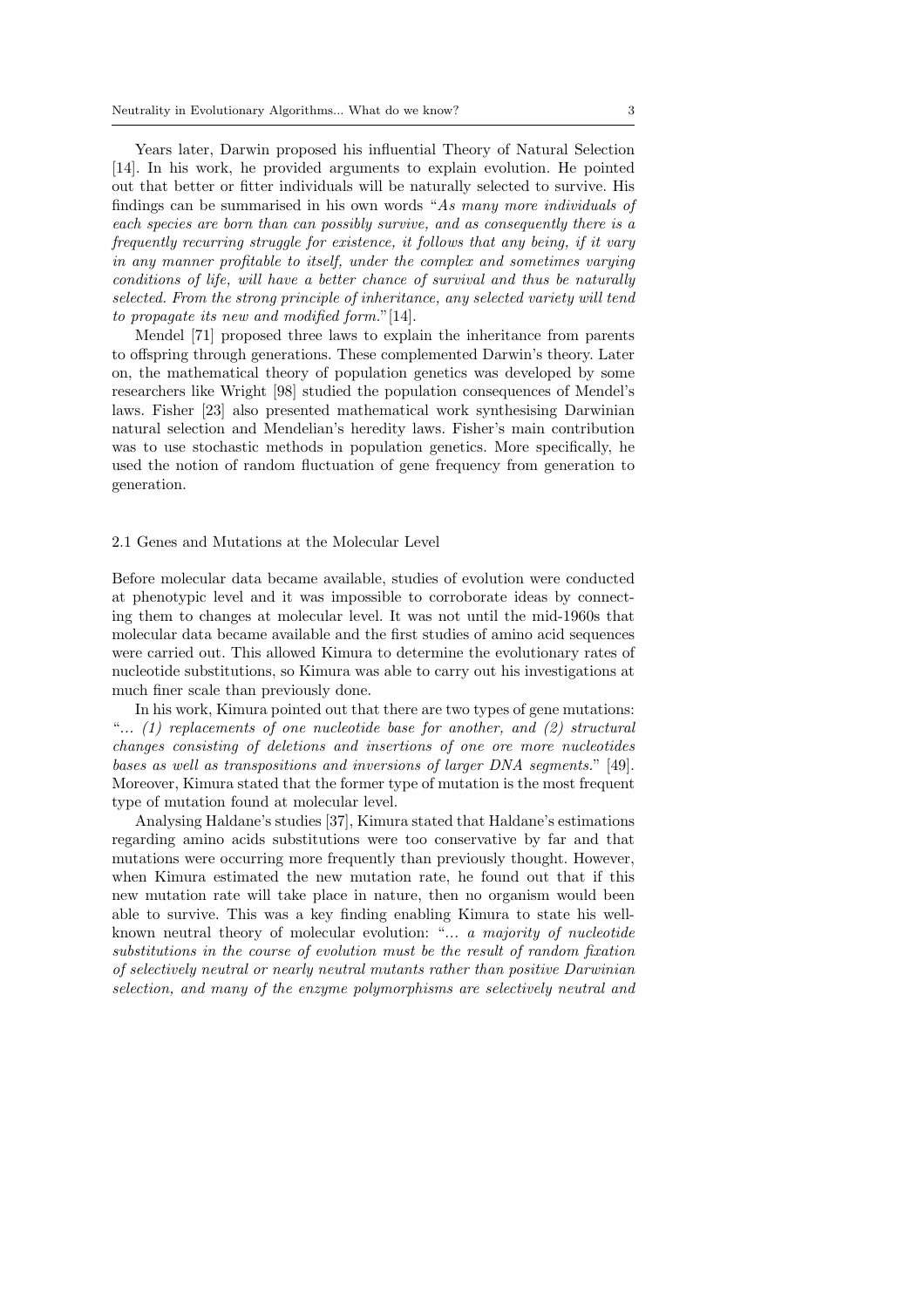Years later, Darwin proposed his influential Theory of Natural Selection [14]. In his work, he provided arguments to explain evolution. He pointed out that better or fitter individuals will be naturally selected to survive. His findings can be summarised in his own words "*As many more individuals of each species are born than can possibly survive, and as consequently there is a frequently recurring struggle for existence, it follows that any being, if it vary in any manner profitable to itself, under the complex and sometimes varying conditions of life, will have a better chance of survival and thus be naturally selected. From the strong principle of inheritance, any selected variety will tend to propagate its new and modified form.*"[14].

Mendel [71] proposed three laws to explain the inheritance from parents to offspring through generations. These complemented Darwin's theory. Later on, the mathematical theory of population genetics was developed by some researchers like Wright [98] studied the population consequences of Mendel's laws. Fisher [23] also presented mathematical work synthesising Darwinian natural selection and Mendelian's heredity laws. Fisher's main contribution was to use stochastic methods in population genetics. More specifically, he used the notion of random fluctuation of gene frequency from generation to generation.

## 2.1 Genes and Mutations at the Molecular Level

Before molecular data became available, studies of evolution were conducted at phenotypic level and it was impossible to corroborate ideas by connecting them to changes at molecular level. It was not until the mid-1960s that molecular data became available and the first studies of amino acid sequences were carried out. This allowed Kimura to determine the evolutionary rates of nucleotide substitutions, so Kimura was able to carry out his investigations at much finer scale than previously done.

In his work, Kimura pointed out that there are two types of gene mutations: "*... (1) replacements of one nucleotide base for another, and (2) structural changes consisting of deletions and insertions of one ore more nucleotides bases as well as transpositions and inversions of larger DNA segments.*" [49]. Moreover, Kimura stated that the former type of mutation is the most frequent type of mutation found at molecular level.

Analysing Haldane's studies [37], Kimura stated that Haldane's estimations regarding amino acids substitutions were too conservative by far and that mutations were occurring more frequently than previously thought. However, when Kimura estimated the new mutation rate, he found out that if this new mutation rate will take place in nature, then no organism would been able to survive. This was a key finding enabling Kimura to state his well-known neutral theory of molecular evolution: "*... a majority of nucleotide substitutions in the course of evolution must be the result of random fixation of selectively neutral or nearly neutral mutants rather than positive Darwinian selection, and many of the enzyme polymorphisms are selectively neutral and*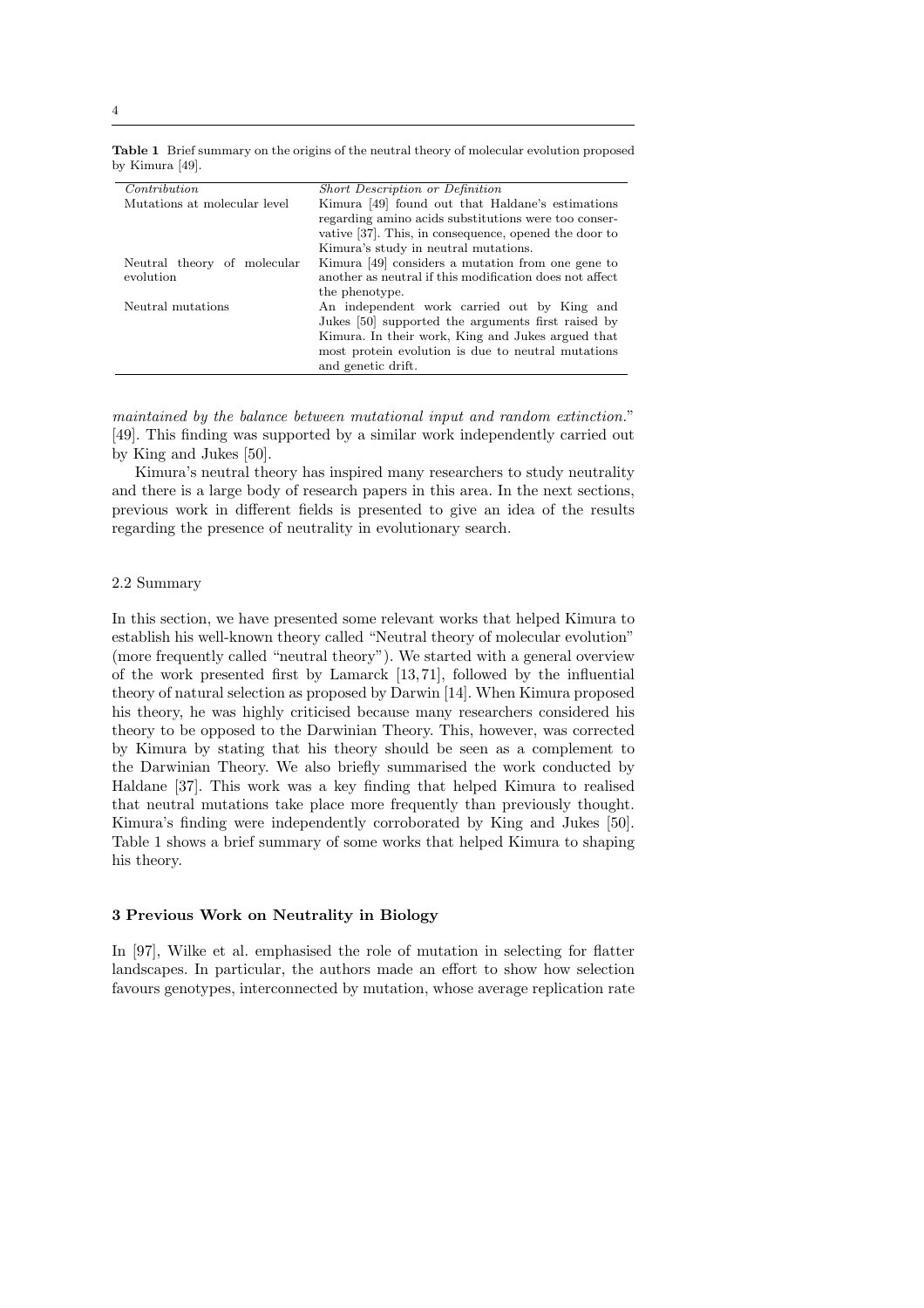**Table 1** Brief summary on the origins of the neutral theory of molecular evolution proposed by Kimura [49].

| *Contribution* | *Short Description or Definition* |
| --- | --- |
| Mutations at molecular level | Kimura [49] found out that Haldane's estimations regarding amino acids substitutions were too conservative [37]. This, in consequence, opened the door to Kimura's study in neutral mutations. |
| Neutral theory of molecular evolution | Kimura [49] considers a mutation from one gene to another as neutral if this modification does not affect the phenotype. |
| Neutral mutations | An independent work carried out by King and Jukes [50] supported the arguments first raised by Kimura. In their work, King and Jukes argued that most protein evolution is due to neutral mutations and genetic drift. |

*maintained by the balance between mutational input and random extinction.*" [49]. This finding was supported by a similar work independently carried out by King and Jukes [50].

Kimura's neutral theory has inspired many researchers to study neutrality and there is a large body of research papers in this area. In the next sections, previous work in different fields is presented to give an idea of the results regarding the presence of neutrality in evolutionary search.

### 2.2 Summary

In this section, we have presented some relevant works that helped Kimura to establish his well-known theory called "Neutral theory of molecular evolution" (more frequently called "neutral theory"). We started with a general overview of the work presented first by Lamarck [13, 71], followed by the influential theory of natural selection as proposed by Darwin [14]. When Kimura proposed his theory, he was highly criticised because many researchers considered his theory to be opposed to the Darwinian Theory. This, however, was corrected by Kimura by stating that his theory should be seen as a complement to the Darwinian Theory. We also briefly summarised the work conducted by Haldane [37]. This work was a key finding that helped Kimura to realised that neutral mutations take place more frequently than previously thought. Kimura's finding were independently corroborated by King and Jukes [50]. Table 1 shows a brief summary of some works that helped Kimura to shaping his theory.

## 3 Previous Work on Neutrality in Biology

In [97], Wilke et al. emphasised the role of mutation in selecting for flatter landscapes. In particular, the authors made an effort to show how selection favours genotypes, interconnected by mutation, whose average replication rate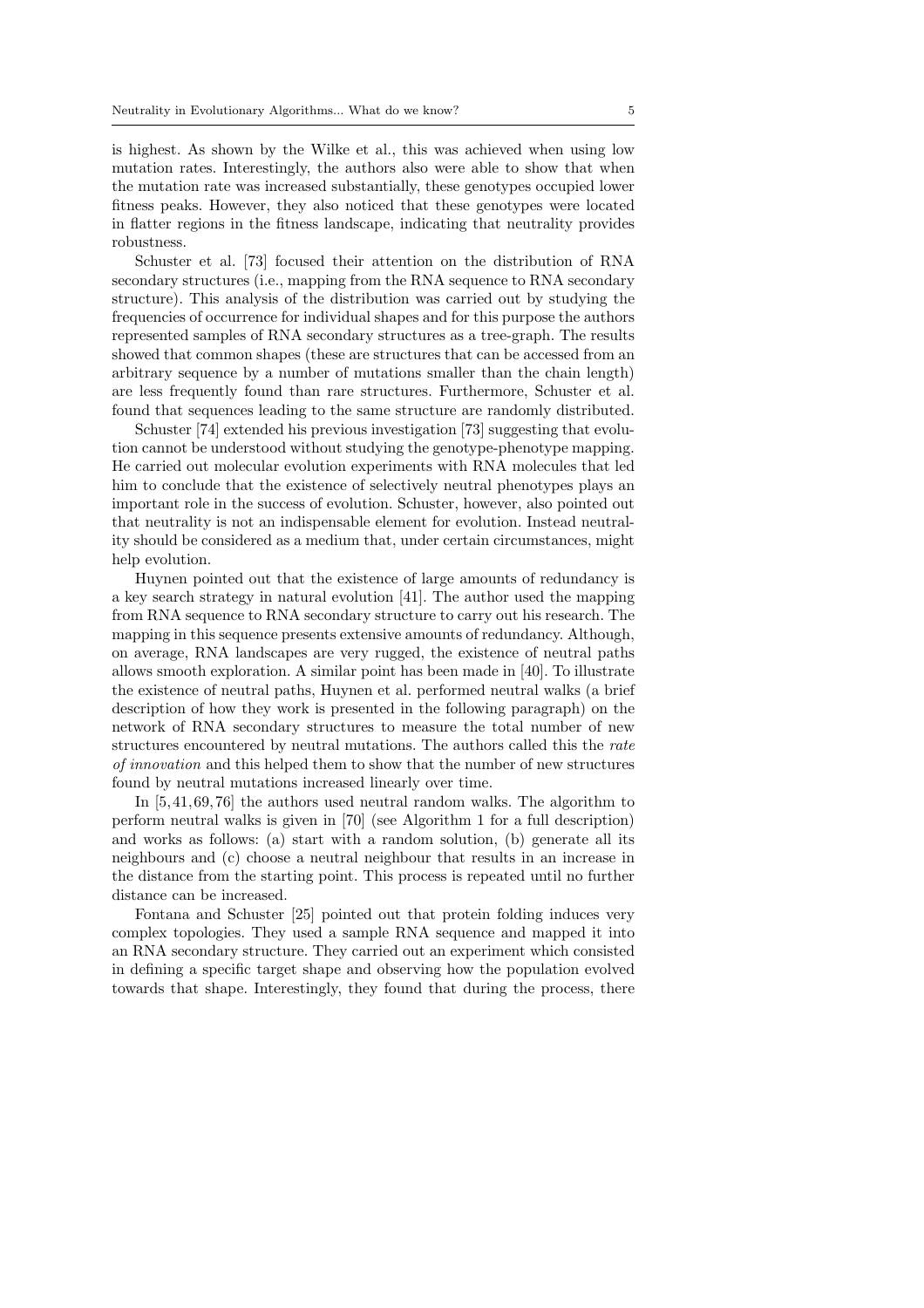is highest. As shown by the Wilke et al., this was achieved when using low mutation rates. Interestingly, the authors also were able to show that when the mutation rate was increased substantially, these genotypes occupied lower fitness peaks. However, they also noticed that these genotypes were located in flatter regions in the fitness landscape, indicating that neutrality provides robustness.

Schuster et al. [73] focused their attention on the distribution of RNA secondary structures (i.e., mapping from the RNA sequence to RNA secondary structure). This analysis of the distribution was carried out by studying the frequencies of occurrence for individual shapes and for this purpose the authors represented samples of RNA secondary structures as a tree-graph. The results showed that common shapes (these are structures that can be accessed from an arbitrary sequence by a number of mutations smaller than the chain length) are less frequently found than rare structures. Furthermore, Schuster et al. found that sequences leading to the same structure are randomly distributed.

Schuster [74] extended his previous investigation [73] suggesting that evolution cannot be understood without studying the genotype-phenotype mapping. He carried out molecular evolution experiments with RNA molecules that led him to conclude that the existence of selectively neutral phenotypes plays an important role in the success of evolution. Schuster, however, also pointed out that neutrality is not an indispensable element for evolution. Instead neutrality should be considered as a medium that, under certain circumstances, might help evolution.

Huynen pointed out that the existence of large amounts of redundancy is a key search strategy in natural evolution [41]. The author used the mapping from RNA sequence to RNA secondary structure to carry out his research. The mapping in this sequence presents extensive amounts of redundancy. Although, on average, RNA landscapes are very rugged, the existence of neutral paths allows smooth exploration. A similar point has been made in [40]. To illustrate the existence of neutral paths, Huynen et al. performed neutral walks (a brief description of how they work is presented in the following paragraph) on the network of RNA secondary structures to measure the total number of new structures encountered by neutral mutations. The authors called this the *rate of innovation* and this helped them to show that the number of new structures found by neutral mutations increased linearly over time.

In [5,41,69,76] the authors used neutral random walks. The algorithm to perform neutral walks is given in [70] (see Algorithm 1 for a full description) and works as follows: (a) start with a random solution, (b) generate all its neighbours and (c) choose a neutral neighbour that results in an increase in the distance from the starting point. This process is repeated until no further distance can be increased.

Fontana and Schuster [25] pointed out that protein folding induces very complex topologies. They used a sample RNA sequence and mapped it into an RNA secondary structure. They carried out an experiment which consisted in defining a specific target shape and observing how the population evolved towards that shape. Interestingly, they found that during the process, there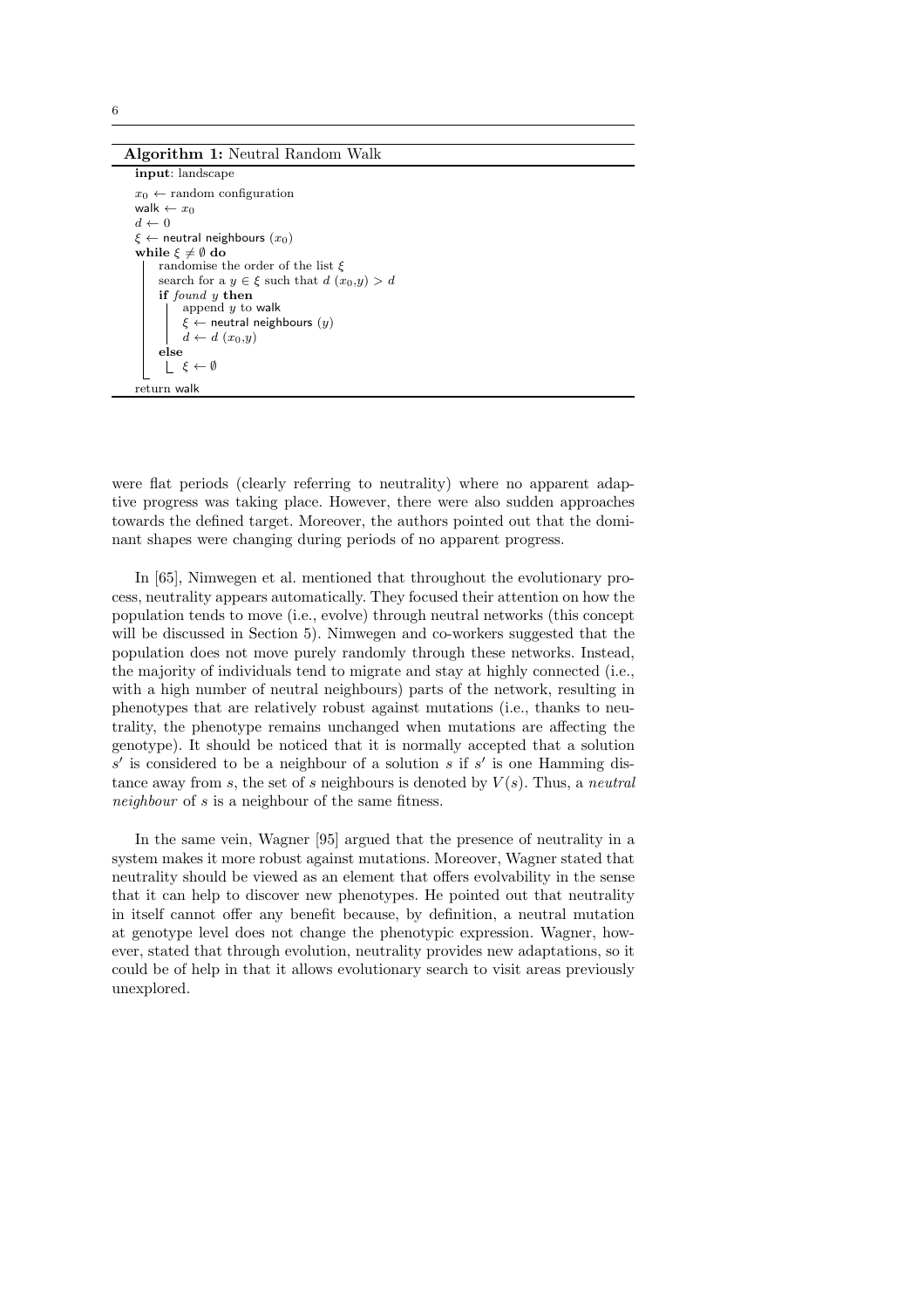**Algorithm 1:** Neutral Random Walk

```
input: landscape
x_0 ← random configuration
walk ← x_0
d ← 0
ξ ← neutral neighbours (x_0)
while ξ ≠ ∅ do
    randomise the order of the list ξ
    search for a y ∈ ξ such that d (x_0,y) > d
    if found y then
        append y to walk
        ξ ← neutral neighbours (y)
        d ← d (x_0,y)
    else
        ξ ← ∅
return walk
```

were flat periods (clearly referring to neutrality) where no apparent adaptive progress was taking place. However, there were also sudden approaches towards the defined target. Moreover, the authors pointed out that the dominant shapes were changing during periods of no apparent progress.

In [65], Nimwegen et al. mentioned that throughout the evolutionary process, neutrality appears automatically. They focused their attention on how the population tends to move (i.e., evolve) through neutral networks (this concept will be discussed in Section 5). Nimwegen and co-workers suggested that the population does not move purely randomly through these networks. Instead, the majority of individuals tend to migrate and stay at highly connected (i.e., with a high number of neutral neighbours) parts of the network, resulting in phenotypes that are relatively robust against mutations (i.e., thanks to neutrality, the phenotype remains unchanged when mutations are affecting the genotype). It should be noticed that it is normally accepted that a solution $s'$ is considered to be a neighbour of a solution $s$ if $s'$ is one Hamming distance away from $s$, the set of $s$ neighbours is denoted by $V(s)$. Thus, a *neutral neighbour* of $s$ is a neighbour of the same fitness.

In the same vein, Wagner [95] argued that the presence of neutrality in a system makes it more robust against mutations. Moreover, Wagner stated that neutrality should be viewed as an element that offers evolvability in the sense that it can help to discover new phenotypes. He pointed out that neutrality in itself cannot offer any benefit because, by definition, a neutral mutation at genotype level does not change the phenotypic expression. Wagner, however, stated that through evolution, neutrality provides new adaptations, so it could be of help in that it allows evolutionary search to visit areas previously unexplored.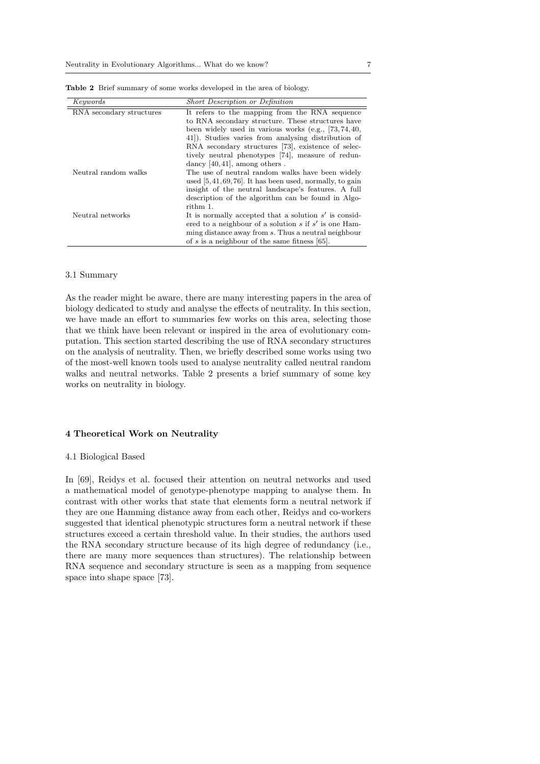**Table 2** Brief summary of some works developed in the area of biology.

| *Keywords* | *Short Description or Definition* |
| --- | --- |
| RNA secondary structures | It refers to the mapping from the RNA sequence to RNA secondary structure. These structures have been widely used in various works (e.g., [73, 74, 40, 41]). Studies varies from analysing distribution of RNA secondary structures [73], existence of selectively neutral phenotypes [74], measure of redundancy [40, 41], among others . |
| Neutral random walks | The use of neutral random walks have been widely used [5, 41, 69, 76]. It has been used, normally, to gain insight of the neutral landscape's features. A full description of the algorithm can be found in Algorithm 1. |
| Neutral networks | It is normally accepted that a solution $s'$ is considered to a neighbour of a solution $s$ if $s'$ is one Hamming distance away from $s$. Thus a neutral neighbour of $s$ is a neighbour of the same fitness [65]. |

### 3.1 Summary

As the reader might be aware, there are many interesting papers in the area of biology dedicated to study and analyse the effects of neutrality. In this section, we have made an effort to summaries few works on this area, selecting those that we think have been relevant or inspired in the area of evolutionary computation. This section started describing the use of RNA secondary structures on the analysis of neutrality. Then, we briefly described some works using two of the most-well known tools used to analyse neutrality called neutral random walks and neutral networks. Table 2 presents a brief summary of some key works on neutrality in biology.

## 4 Theoretical Work on Neutrality

### 4.1 Biological Based

In [69], Reidys et al. focused their attention on neutral networks and used a mathematical model of genotype-phenotype mapping to analyse them. In contrast with other works that state that elements form a neutral network if they are one Hamming distance away from each other, Reidys and co-workers suggested that identical phenotypic structures form a neutral network if these structures exceed a certain threshold value. In their studies, the authors used the RNA secondary structure because of its high degree of redundancy (i.e., there are many more sequences than structures). The relationship between RNA sequence and secondary structure is seen as a mapping from sequence space into shape space [73].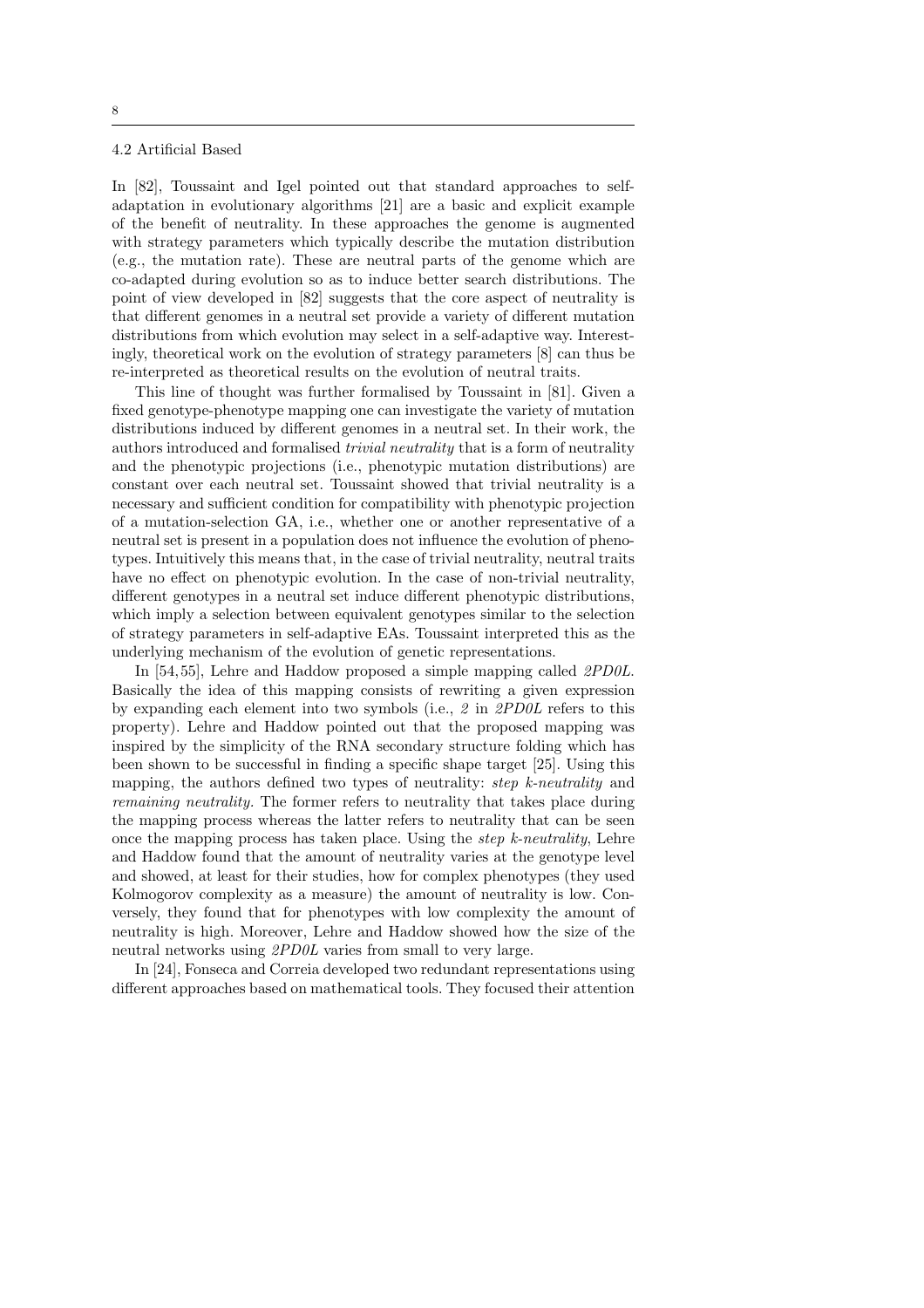### 4.2 Artificial Based

In [82], Toussaint and Igel pointed out that standard approaches to self-adaptation in evolutionary algorithms [21] are a basic and explicit example of the benefit of neutrality. In these approaches the genome is augmented with strategy parameters which typically describe the mutation distribution (e.g., the mutation rate). These are neutral parts of the genome which are co-adapted during evolution so as to induce better search distributions. The point of view developed in [82] suggests that the core aspect of neutrality is that different genomes in a neutral set provide a variety of different mutation distributions from which evolution may select in a self-adaptive way. Interestingly, theoretical work on the evolution of strategy parameters [8] can thus be re-interpreted as theoretical results on the evolution of neutral traits.

This line of thought was further formalised by Toussaint in [81]. Given a fixed genotype-phenotype mapping one can investigate the variety of mutation distributions induced by different genomes in a neutral set. In their work, the authors introduced and formalised *trivial neutrality* that is a form of neutrality and the phenotypic projections (i.e., phenotypic mutation distributions) are constant over each neutral set. Toussaint showed that trivial neutrality is a necessary and sufficient condition for compatibility with phenotypic projection of a mutation-selection GA, i.e., whether one or another representative of a neutral set is present in a population does not influence the evolution of phenotypes. Intuitively this means that, in the case of trivial neutrality, neutral traits have no effect on phenotypic evolution. In the case of non-trivial neutrality, different genotypes in a neutral set induce different phenotypic distributions, which imply a selection between equivalent genotypes similar to the selection of strategy parameters in self-adaptive EAs. Toussaint interpreted this as the underlying mechanism of the evolution of genetic representations.

In [54, 55], Lehre and Haddow proposed a simple mapping called *2PD0L*. Basically the idea of this mapping consists of rewriting a given expression by expanding each element into two symbols (i.e., *2* in *2PD0L* refers to this property). Lehre and Haddow pointed out that the proposed mapping was inspired by the simplicity of the RNA secondary structure folding which has been shown to be successful in finding a specific shape target [25]. Using this mapping, the authors defined two types of neutrality: *step k-neutrality* and *remaining neutrality*. The former refers to neutrality that takes place during the mapping process whereas the latter refers to neutrality that can be seen once the mapping process has taken place. Using the *step k-neutrality*, Lehre and Haddow found that the amount of neutrality varies at the genotype level and showed, at least for their studies, how for complex phenotypes (they used Kolmogorov complexity as a measure) the amount of neutrality is low. Conversely, they found that for phenotypes with low complexity the amount of neutrality is high. Moreover, Lehre and Haddow showed how the size of the neutral networks using *2PD0L* varies from small to very large.

In [24], Fonseca and Correia developed two redundant representations using different approaches based on mathematical tools. They focused their attention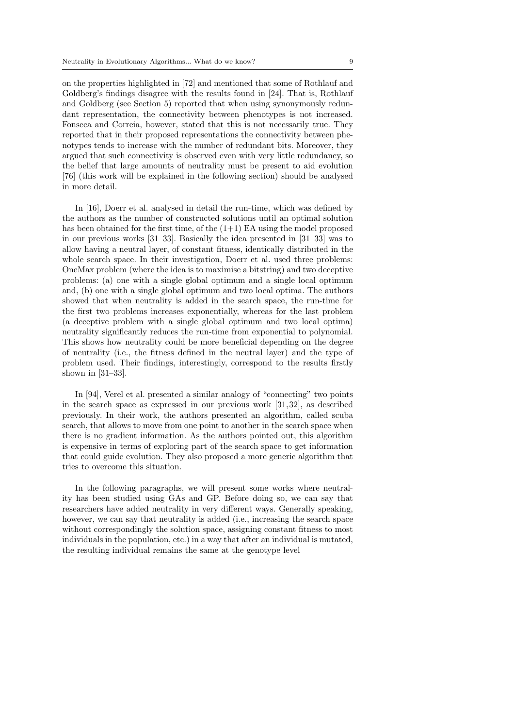on the properties highlighted in [72] and mentioned that some of Rothlauf and Goldberg's findings disagree with the results found in [24]. That is, Rothlauf and Goldberg (see Section 5) reported that when using synonymously redundant representation, the connectivity between phenotypes is not increased. Fonseca and Correia, however, stated that this is not necessarily true. They reported that in their proposed representations the connectivity between phenotypes tends to increase with the number of redundant bits. Moreover, they argued that such connectivity is observed even with very little redundancy, so the belief that large amounts of neutrality must be present to aid evolution [76] (this work will be explained in the following section) should be analysed in more detail.

In [16], Doerr et al. analysed in detail the run-time, which was defined by the authors as the number of constructed solutions until an optimal solution has been obtained for the first time, of the (1+1) EA using the model proposed in our previous works [31–33]. Basically the idea presented in [31–33] was to allow having a neutral layer, of constant fitness, identically distributed in the whole search space. In their investigation, Doerr et al. used three problems: OneMax problem (where the idea is to maximise a bitstring) and two deceptive problems: (a) one with a single global optimum and a single local optimum and, (b) one with a single global optimum and two local optima. The authors showed that when neutrality is added in the search space, the run-time for the first two problems increases exponentially, whereas for the last problem (a deceptive problem with a single global optimum and two local optima) neutrality significantly reduces the run-time from exponential to polynomial. This shows how neutrality could be more beneficial depending on the degree of neutrality (i.e., the fitness defined in the neutral layer) and the type of problem used. Their findings, interestingly, correspond to the results firstly shown in [31–33].

In [94], Verel et al. presented a similar analogy of "connecting" two points in the search space as expressed in our previous work [31, 32], as described previously. In their work, the authors presented an algorithm, called scuba search, that allows to move from one point to another in the search space when there is no gradient information. As the authors pointed out, this algorithm is expensive in terms of exploring part of the search space to get information that could guide evolution. They also proposed a more generic algorithm that tries to overcome this situation.

In the following paragraphs, we will present some works where neutrality has been studied using GAs and GP. Before doing so, we can say that researchers have added neutrality in very different ways. Generally speaking, however, we can say that neutrality is added (i.e., increasing the search space without correspondingly the solution space, assigning constant fitness to most individuals in the population, etc.) in a way that after an individual is mutated, the resulting individual remains the same at the genotype level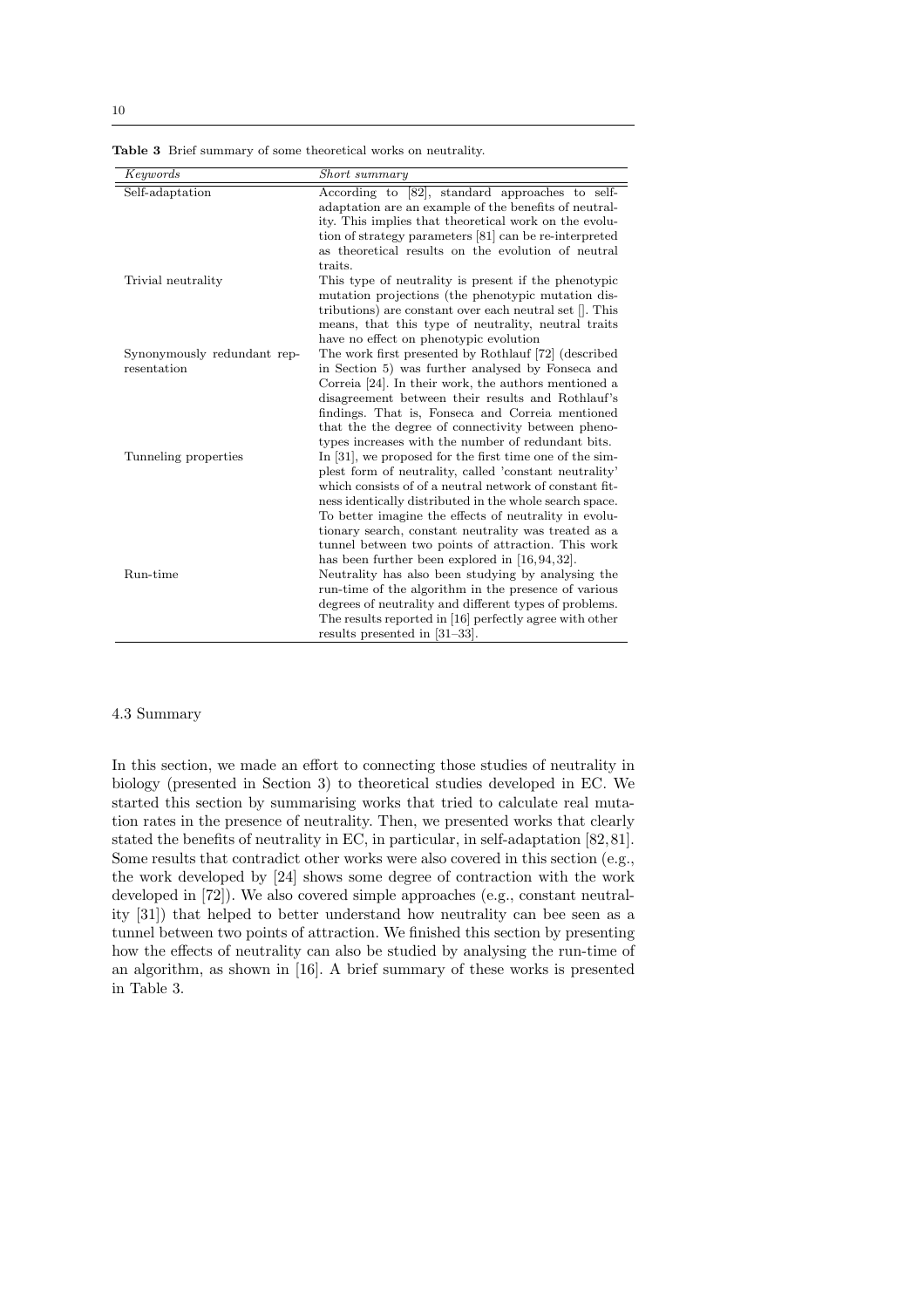**Table 3** Brief summary of some theoretical works on neutrality.

| *Keywords* | *Short summary* |
| --- | --- |
| Self-adaptation | According to [82], standard approaches to self-adaptation are an example of the benefits of neutrality. This implies that theoretical work on the evolution of strategy parameters [81] can be re-interpreted as theoretical results on the evolution of neutral traits. |
| Trivial neutrality | This type of neutrality is present if the phenotypic mutation projections (the phenotypic mutation distributions) are constant over each neutral set []. This means, that this type of neutrality, neutral traits have no effect on phenotypic evolution |
| Synonymously redundant representation | The work first presented by Rothlauf [72] (described in Section 5) was further analysed by Fonseca and Correia [24]. In their work, the authors mentioned a disagreement between their results and Rothlauf's findings. That is, Fonseca and Correia mentioned that the the degree of connectivity between phenotypes increases with the number of redundant bits. |
| Tunneling properties | In [31], we proposed for the first time one of the simplest form of neutrality, called 'constant neutrality' which consists of of a neutral network of constant fitness identically distributed in the whole search space. To better imagine the effects of neutrality in evolutionary search, constant neutrality was treated as a tunnel between two points of attraction. This work has been further been explored in [16, 94, 32]. |
| Run-time | Neutrality has also been studying by analysing the run-time of the algorithm in the presence of various degrees of neutrality and different types of problems. The results reported in [16] perfectly agree with other results presented in [31–33]. |

### 4.3 Summary

In this section, we made an effort to connecting those studies of neutrality in biology (presented in Section 3) to theoretical studies developed in EC. We started this section by summarising works that tried to calculate real mutation rates in the presence of neutrality. Then, we presented works that clearly stated the benefits of neutrality in EC, in particular, in self-adaptation [82, 81]. Some results that contradict other works were also covered in this section (e.g., the work developed by [24] shows some degree of contraction with the work developed in [72]). We also covered simple approaches (e.g., constant neutrality [31]) that helped to better understand how neutrality can bee seen as a tunnel between two points of attraction. We finished this section by presenting how the effects of neutrality can also be studied by analysing the run-time of an algorithm, as shown in [16]. A brief summary of these works is presented in Table 3.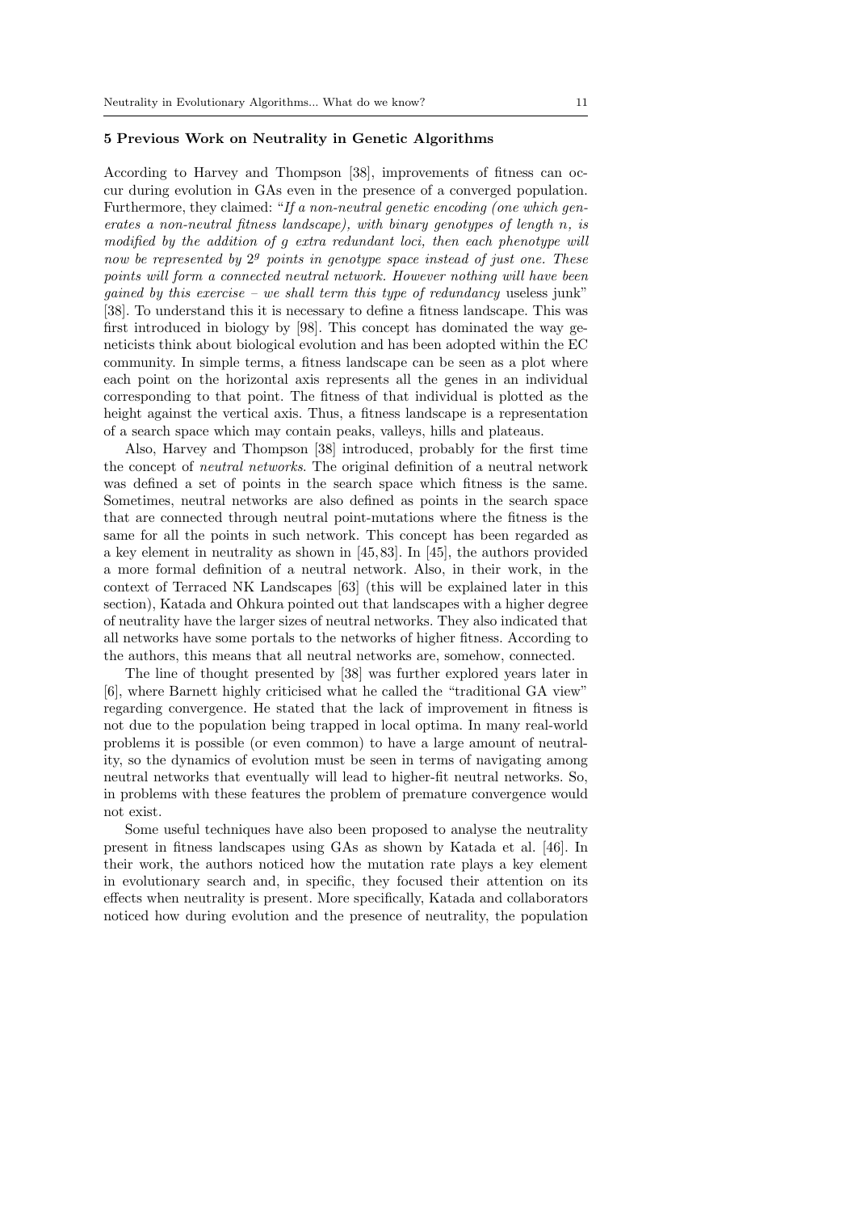## 5 Previous Work on Neutrality in Genetic Algorithms

According to Harvey and Thompson [38], improvements of fitness can occur during evolution in GAs even in the presence of a converged population. Furthermore, they claimed: "*If a non-neutral genetic encoding (one which generates a non-neutral fitness landscape), with binary genotypes of length $n$, is modified by the addition of $g$ extra redundant loci, then each phenotype will now be represented by $2^g$ points in genotype space instead of just one. These points will form a connected neutral network. However nothing will have been gained by this exercise – we shall term this type of redundancy* useless junk" [38]. To understand this it is necessary to define a fitness landscape. This was first introduced in biology by [98]. This concept has dominated the way geneticists think about biological evolution and has been adopted within the EC community. In simple terms, a fitness landscape can be seen as a plot where each point on the horizontal axis represents all the genes in an individual corresponding to that point. The fitness of that individual is plotted as the height against the vertical axis. Thus, a fitness landscape is a representation of a search space which may contain peaks, valleys, hills and plateaus.

Also, Harvey and Thompson [38] introduced, probably for the first time the concept of *neutral networks*. The original definition of a neutral network was defined a set of points in the search space which fitness is the same. Sometimes, neutral networks are also defined as points in the search space that are connected through neutral point-mutations where the fitness is the same for all the points in such network. This concept has been regarded as a key element in neutrality as shown in [45, 83]. In [45], the authors provided a more formal definition of a neutral network. Also, in their work, in the context of Terraced NK Landscapes [63] (this will be explained later in this section), Katada and Ohkura pointed out that landscapes with a higher degree of neutrality have the larger sizes of neutral networks. They also indicated that all networks have some portals to the networks of higher fitness. According to the authors, this means that all neutral networks are, somehow, connected.

The line of thought presented by [38] was further explored years later in [6], where Barnett highly criticised what he called the "traditional GA view" regarding convergence. He stated that the lack of improvement in fitness is not due to the population being trapped in local optima. In many real-world problems it is possible (or even common) to have a large amount of neutrality, so the dynamics of evolution must be seen in terms of navigating among neutral networks that eventually will lead to higher-fit neutral networks. So, in problems with these features the problem of premature convergence would not exist.

Some useful techniques have also been proposed to analyse the neutrality present in fitness landscapes using GAs as shown by Katada et al. [46]. In their work, the authors noticed how the mutation rate plays a key element in evolutionary search and, in specific, they focused their attention on its effects when neutrality is present. More specifically, Katada and collaborators noticed how during evolution and the presence of neutrality, the population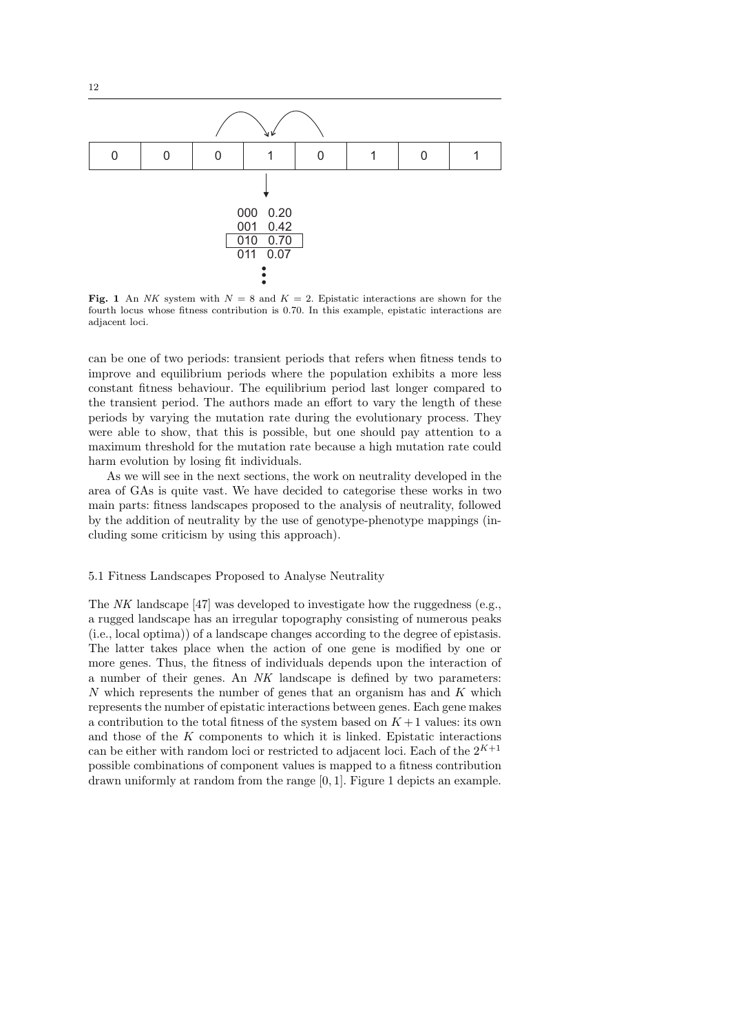**Fig. 1** An *NK* system with $N = 8$ and $K = 2$. Epistatic interactions are shown for the fourth locus whose fitness contribution is 0.70. In this example, epistatic interactions are adjacent loci.

can be one of two periods: transient periods that refers when fitness tends to improve and equilibrium periods where the population exhibits a more less constant fitness behaviour. The equilibrium period last longer compared to the transient period. The authors made an effort to vary the length of these periods by varying the mutation rate during the evolutionary process. They were able to show, that this is possible, but one should pay attention to a maximum threshold for the mutation rate because a high mutation rate could harm evolution by losing fit individuals.

As we will see in the next sections, the work on neutrality developed in the area of GAs is quite vast. We have decided to categorise these works in two main parts: fitness landscapes proposed to the analysis of neutrality, followed by the addition of neutrality by the use of genotype-phenotype mappings (including some criticism by using this approach).

## 5.1 Fitness Landscapes Proposed to Analyse Neutrality

The *NK* landscape [47] was developed to investigate how the ruggedness (e.g., a rugged landscape has an irregular topography consisting of numerous peaks (i.e., local optima)) of a landscape changes according to the degree of epistasis. The latter takes place when the action of one gene is modified by one or more genes. Thus, the fitness of individuals depends upon the interaction of a number of their genes. An *NK* landscape is defined by two parameters: $N$ which represents the number of genes that an organism has and $K$ which represents the number of epistatic interactions between genes. Each gene makes a contribution to the total fitness of the system based on $K + 1$ values: its own and those of the $K$ components to which it is linked. Epistatic interactions can be either with random loci or restricted to adjacent loci. Each of the $2^{K+1}$ possible combinations of component values is mapped to a fitness contribution drawn uniformly at random from the range $[0, 1]$. Figure 1 depicts an example.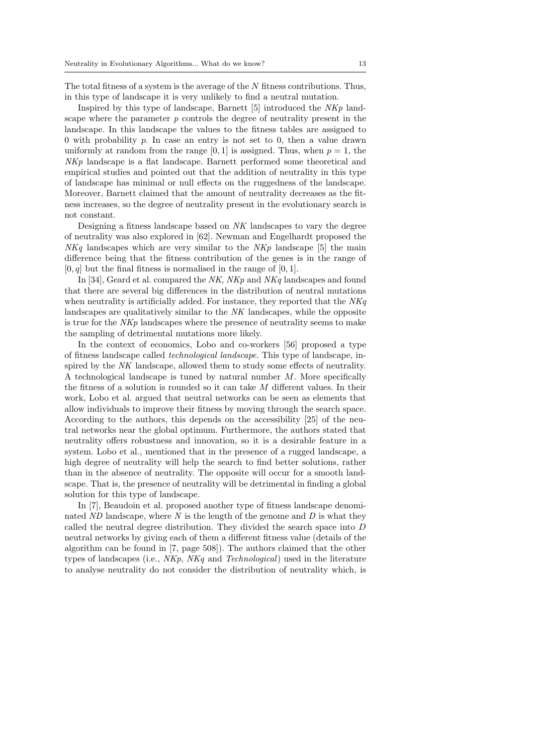The total fitness of a system is the average of the $N$ fitness contributions. Thus, in this type of landscape it is very unlikely to find a neutral mutation.

Inspired by this type of landscape, Barnett [5] introduced the *NKp* landscape where the parameter $p$ controls the degree of neutrality present in the landscape. In this landscape the values to the fitness tables are assigned to 0 with probability $p$. In case an entry is not set to 0, then a value drawn uniformly at random from the range $[0, 1]$ is assigned. Thus, when $p = 1$, the *NKp* landscape is a flat landscape. Barnett performed some theoretical and empirical studies and pointed out that the addition of neutrality in this type of landscape has minimal or null effects on the ruggedness of the landscape. Moreover, Barnett claimed that the amount of neutrality decreases as the fitness increases, so the degree of neutrality present in the evolutionary search is not constant.

Designing a fitness landscape based on *NK* landscapes to vary the degree of neutrality was also explored in [62]. Newman and Engelhardt proposed the *NKq* landscapes which are very similar to the *NKp* landscape [5] the main difference being that the fitness contribution of the genes is in the range of $[0, q]$ but the final fitness is normalised in the range of $[0, 1]$.

In [34], Geard et al. compared the *NK*, *NKp* and *NKq* landscapes and found that there are several big differences in the distribution of neutral mutations when neutrality is artificially added. For instance, they reported that the *NKq* landscapes are qualitatively similar to the *NK* landscapes, while the opposite is true for the *NKp* landscapes where the presence of neutrality seems to make the sampling of detrimental mutations more likely.

In the context of economics, Lobo and co-workers [56] proposed a type of fitness landscape called *technological landscape*. This type of landscape, inspired by the *NK* landscape, allowed them to study some effects of neutrality. A technological landscape is tuned by natural number $M$. More specifically the fitness of a solution is rounded so it can take $M$ different values. In their work, Lobo et al. argued that neutral networks can be seen as elements that allow individuals to improve their fitness by moving through the search space. According to the authors, this depends on the accessibility [25] of the neutral networks near the global optimum. Furthermore, the authors stated that neutrality offers robustness and innovation, so it is a desirable feature in a system. Lobo et al., mentioned that in the presence of a rugged landscape, a high degree of neutrality will help the search to find better solutions, rather than in the absence of neutrality. The opposite will occur for a smooth landscape. That is, the presence of neutrality will be detrimental in finding a global solution for this type of landscape.

In [7], Beaudoin et al. proposed another type of fitness landscape denominated *ND* landscape, where $N$ is the length of the genome and $D$ is what they called the neutral degree distribution. They divided the search space into $D$ neutral networks by giving each of them a different fitness value (details of the algorithm can be found in [7, page 508]). The authors claimed that the other types of landscapes (i.e., *NKp*, *NKq* and *Technological*) used in the literature to analyse neutrality do not consider the distribution of neutrality which, is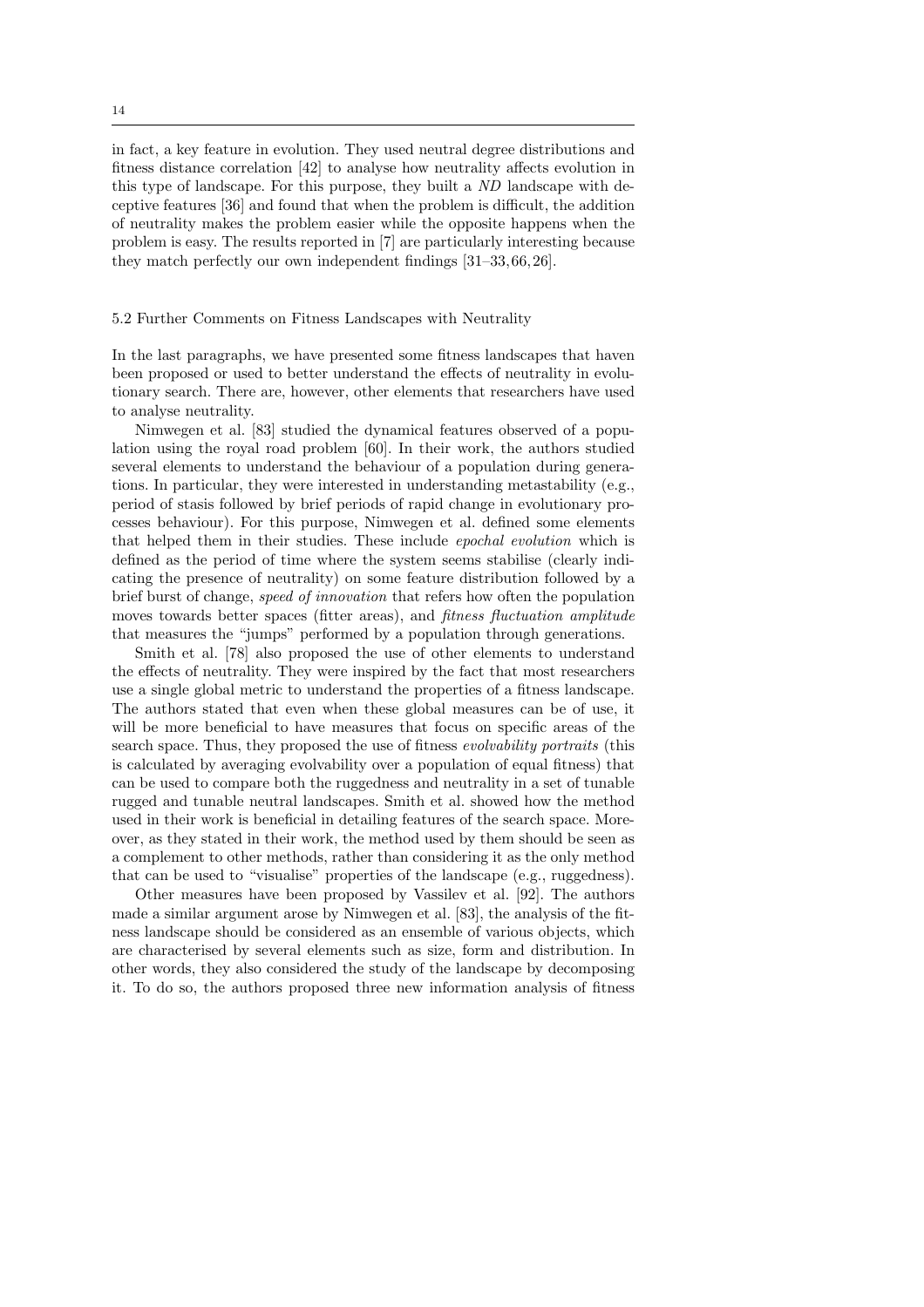in fact, a key feature in evolution. They used neutral degree distributions and fitness distance correlation [42] to analyse how neutrality affects evolution in this type of landscape. For this purpose, they built a *ND* landscape with deceptive features [36] and found that when the problem is difficult, the addition of neutrality makes the problem easier while the opposite happens when the problem is easy. The results reported in [7] are particularly interesting because they match perfectly our own independent findings [31–33, 66, 26].

### 5.2 Further Comments on Fitness Landscapes with Neutrality

In the last paragraphs, we have presented some fitness landscapes that haven been proposed or used to better understand the effects of neutrality in evolutionary search. There are, however, other elements that researchers have used to analyse neutrality.

Nimwegen et al. [83] studied the dynamical features observed of a population using the royal road problem [60]. In their work, the authors studied several elements to understand the behaviour of a population during generations. In particular, they were interested in understanding metastability (e.g., period of stasis followed by brief periods of rapid change in evolutionary processes behaviour). For this purpose, Nimwegen et al. defined some elements that helped them in their studies. These include *epochal evolution* which is defined as the period of time where the system seems stabilise (clearly indicating the presence of neutrality) on some feature distribution followed by a brief burst of change, *speed of innovation* that refers how often the population moves towards better spaces (fitter areas), and *fitness fluctuation amplitude* that measures the "jumps" performed by a population through generations.

Smith et al. [78] also proposed the use of other elements to understand the effects of neutrality. They were inspired by the fact that most researchers use a single global metric to understand the properties of a fitness landscape. The authors stated that even when these global measures can be of use, it will be more beneficial to have measures that focus on specific areas of the search space. Thus, they proposed the use of fitness *evolvability portraits* (this is calculated by averaging evolvability over a population of equal fitness) that can be used to compare both the ruggedness and neutrality in a set of tunable rugged and tunable neutral landscapes. Smith et al. showed how the method used in their work is beneficial in detailing features of the search space. Moreover, as they stated in their work, the method used by them should be seen as a complement to other methods, rather than considering it as the only method that can be used to "visualise" properties of the landscape (e.g., ruggedness).

Other measures have been proposed by Vassilev et al. [92]. The authors made a similar argument arose by Nimwegen et al. [83], the analysis of the fitness landscape should be considered as an ensemble of various objects, which are characterised by several elements such as size, form and distribution. In other words, they also considered the study of the landscape by decomposing it. To do so, the authors proposed three new information analysis of fitness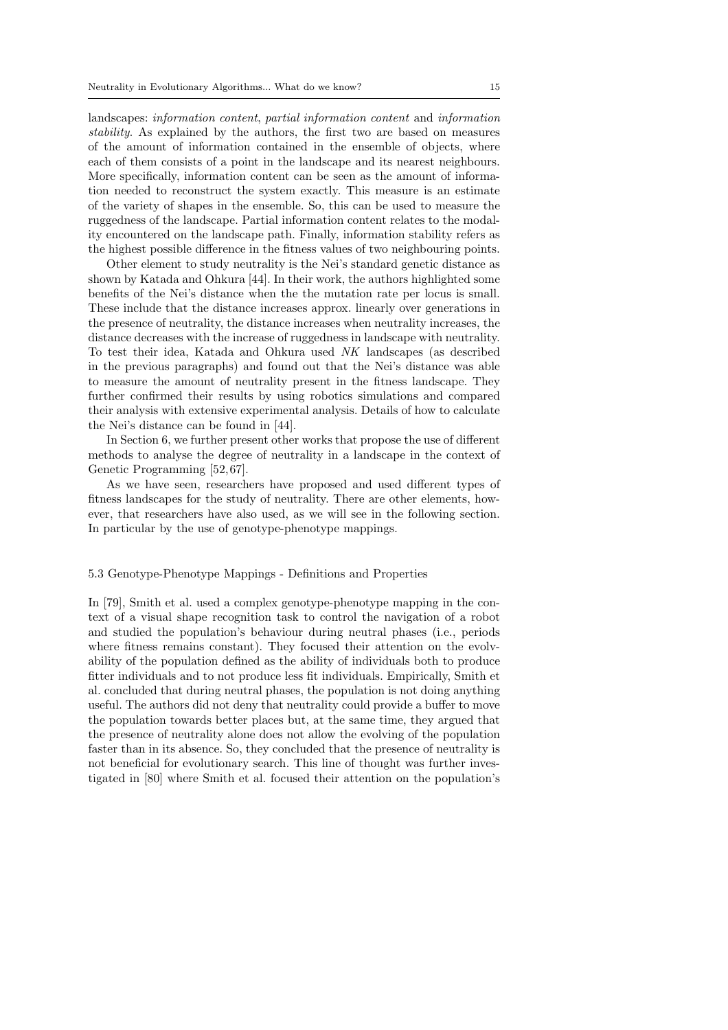landscapes: *information content*, *partial information content* and *information stability*. As explained by the authors, the first two are based on measures of the amount of information contained in the ensemble of objects, where each of them consists of a point in the landscape and its nearest neighbours. More specifically, information content can be seen as the amount of information needed to reconstruct the system exactly. This measure is an estimate of the variety of shapes in the ensemble. So, this can be used to measure the ruggedness of the landscape. Partial information content relates to the modality encountered on the landscape path. Finally, information stability refers as the highest possible difference in the fitness values of two neighbouring points.

Other element to study neutrality is the Nei's standard genetic distance as shown by Katada and Ohkura [44]. In their work, the authors highlighted some benefits of the Nei's distance when the the mutation rate per locus is small. These include that the distance increases approx. linearly over generations in the presence of neutrality, the distance increases when neutrality increases, the distance decreases with the increase of ruggedness in landscape with neutrality. To test their idea, Katada and Ohkura used *NK* landscapes (as described in the previous paragraphs) and found out that the Nei's distance was able to measure the amount of neutrality present in the fitness landscape. They further confirmed their results by using robotics simulations and compared their analysis with extensive experimental analysis. Details of how to calculate the Nei's distance can be found in [44].

In Section 6, we further present other works that propose the use of different methods to analyse the degree of neutrality in a landscape in the context of Genetic Programming [52, 67].

As we have seen, researchers have proposed and used different types of fitness landscapes for the study of neutrality. There are other elements, however, that researchers have also used, as we will see in the following section. In particular by the use of genotype-phenotype mappings.

### 5.3 Genotype-Phenotype Mappings - Definitions and Properties

In [79], Smith et al. used a complex genotype-phenotype mapping in the context of a visual shape recognition task to control the navigation of a robot and studied the population's behaviour during neutral phases (i.e., periods where fitness remains constant). They focused their attention on the evolvability of the population defined as the ability of individuals both to produce fitter individuals and to not produce less fit individuals. Empirically, Smith et al. concluded that during neutral phases, the population is not doing anything useful. The authors did not deny that neutrality could provide a buffer to move the population towards better places but, at the same time, they argued that the presence of neutrality alone does not allow the evolving of the population faster than in its absence. So, they concluded that the presence of neutrality is not beneficial for evolutionary search. This line of thought was further investigated in [80] where Smith et al. focused their attention on the population's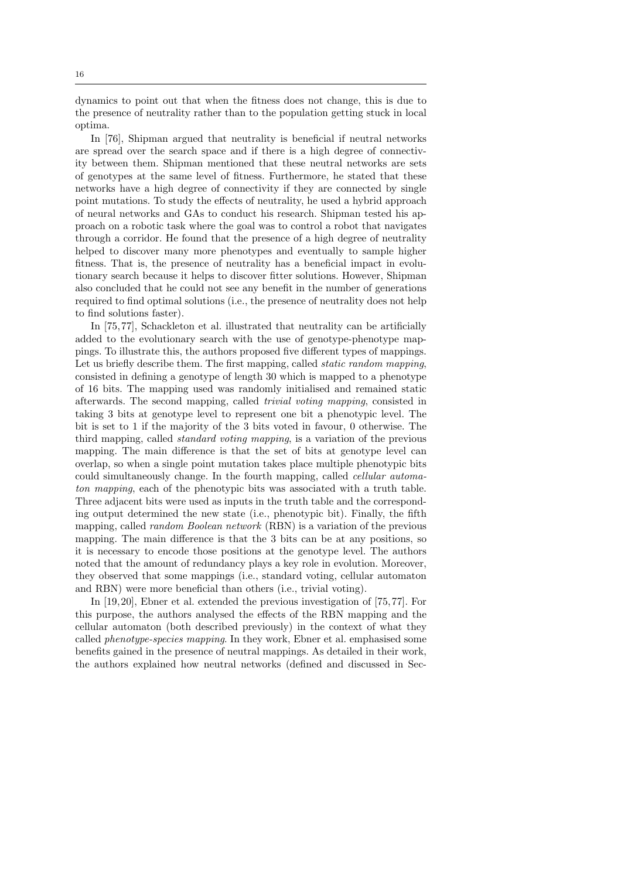dynamics to point out that when the fitness does not change, this is due to the presence of neutrality rather than to the population getting stuck in local optima.

In [76], Shipman argued that neutrality is beneficial if neutral networks are spread over the search space and if there is a high degree of connectivity between them. Shipman mentioned that these neutral networks are sets of genotypes at the same level of fitness. Furthermore, he stated that these networks have a high degree of connectivity if they are connected by single point mutations. To study the effects of neutrality, he used a hybrid approach of neural networks and GAs to conduct his research. Shipman tested his approach on a robotic task where the goal was to control a robot that navigates through a corridor. He found that the presence of a high degree of neutrality helped to discover many more phenotypes and eventually to sample higher fitness. That is, the presence of neutrality has a beneficial impact in evolutionary search because it helps to discover fitter solutions. However, Shipman also concluded that he could not see any benefit in the number of generations required to find optimal solutions (i.e., the presence of neutrality does not help to find solutions faster).

In [75,77], Schackleton et al. illustrated that neutrality can be artificially added to the evolutionary search with the use of genotype-phenotype mappings. To illustrate this, the authors proposed five different types of mappings. Let us briefly describe them. The first mapping, called *static random mapping*, consisted in defining a genotype of length 30 which is mapped to a phenotype of 16 bits. The mapping used was randomly initialised and remained static afterwards. The second mapping, called *trivial voting mapping*, consisted in taking 3 bits at genotype level to represent one bit a phenotypic level. The bit is set to 1 if the majority of the 3 bits voted in favour, 0 otherwise. The third mapping, called *standard voting mapping*, is a variation of the previous mapping. The main difference is that the set of bits at genotype level can overlap, so when a single point mutation takes place multiple phenotypic bits could simultaneously change. In the fourth mapping, called *cellular automaton mapping*, each of the phenotypic bits was associated with a truth table. Three adjacent bits were used as inputs in the truth table and the corresponding output determined the new state (i.e., phenotypic bit). Finally, the fifth mapping, called *random Boolean network* (RBN) is a variation of the previous mapping. The main difference is that the 3 bits can be at any positions, so it is necessary to encode those positions at the genotype level. The authors noted that the amount of redundancy plays a key role in evolution. Moreover, they observed that some mappings (i.e., standard voting, cellular automaton and RBN) were more beneficial than others (i.e., trivial voting).

In [19,20], Ebner et al. extended the previous investigation of [75,77]. For this purpose, the authors analysed the effects of the RBN mapping and the cellular automaton (both described previously) in the context of what they called *phenotype-species mapping*. In they work, Ebner et al. emphasised some benefits gained in the presence of neutral mappings. As detailed in their work, the authors explained how neutral networks (defined and discussed in Sec-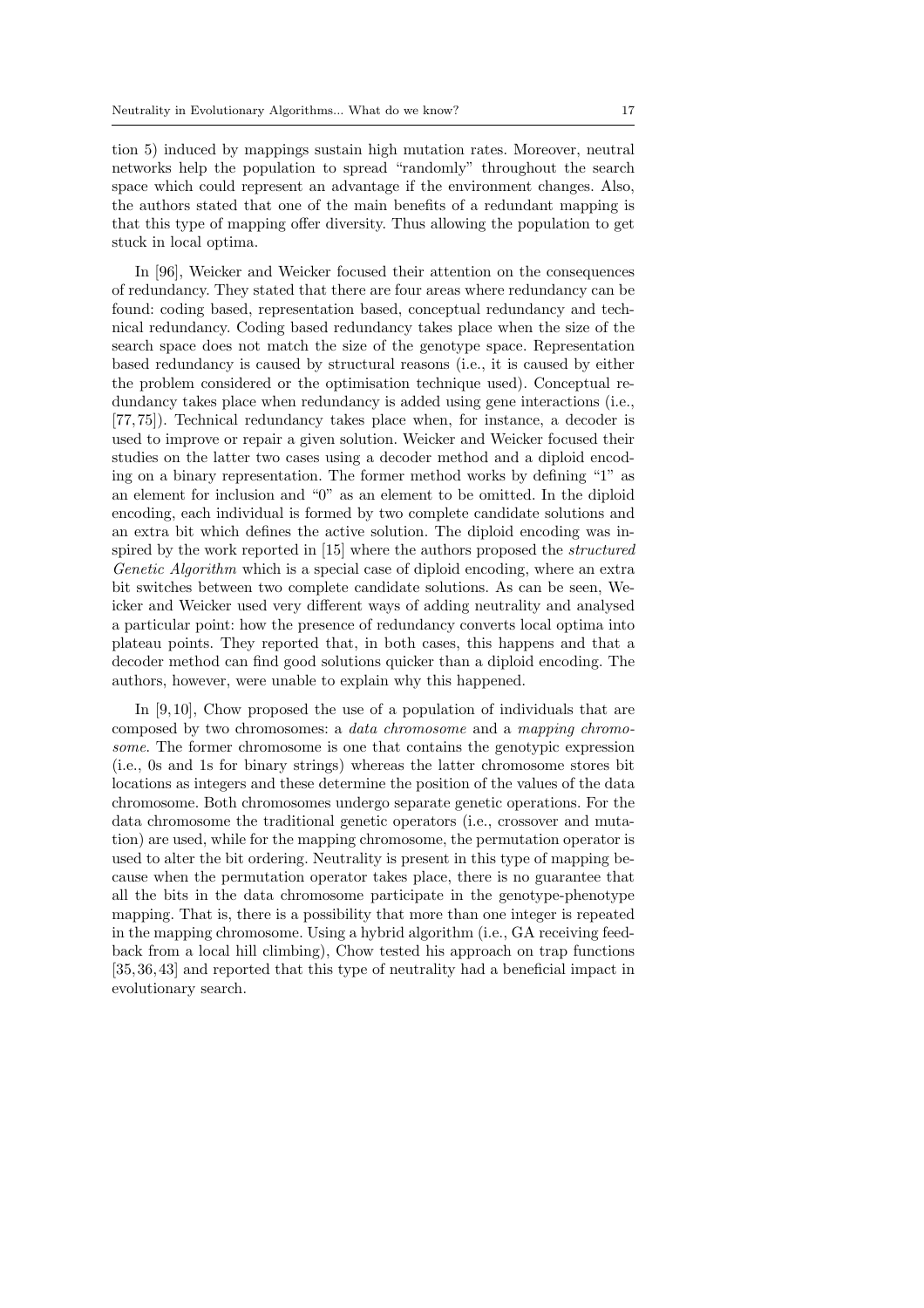tion 5) induced by mappings sustain high mutation rates. Moreover, neutral networks help the population to spread "randomly" throughout the search space which could represent an advantage if the environment changes. Also, the authors stated that one of the main benefits of a redundant mapping is that this type of mapping offer diversity. Thus allowing the population to get stuck in local optima.

In [96], Weicker and Weicker focused their attention on the consequences of redundancy. They stated that there are four areas where redundancy can be found: coding based, representation based, conceptual redundancy and technical redundancy. Coding based redundancy takes place when the size of the search space does not match the size of the genotype space. Representation based redundancy is caused by structural reasons (i.e., it is caused by either the problem considered or the optimisation technique used). Conceptual redundancy takes place when redundancy is added using gene interactions (i.e., [77,75]). Technical redundancy takes place when, for instance, a decoder is used to improve or repair a given solution. Weicker and Weicker focused their studies on the latter two cases using a decoder method and a diploid encoding on a binary representation. The former method works by defining "1" as an element for inclusion and "0" as an element to be omitted. In the diploid encoding, each individual is formed by two complete candidate solutions and an extra bit which defines the active solution. The diploid encoding was inspired by the work reported in [15] where the authors proposed the *structured Genetic Algorithm* which is a special case of diploid encoding, where an extra bit switches between two complete candidate solutions. As can be seen, Weicker and Weicker used very different ways of adding neutrality and analysed a particular point: how the presence of redundancy converts local optima into plateau points. They reported that, in both cases, this happens and that a decoder method can find good solutions quicker than a diploid encoding. The authors, however, were unable to explain why this happened.

In [9,10], Chow proposed the use of a population of individuals that are composed by two chromosomes: a *data chromosome* and a *mapping chromosome*. The former chromosome is one that contains the genotypic expression (i.e., 0s and 1s for binary strings) whereas the latter chromosome stores bit locations as integers and these determine the position of the values of the data chromosome. Both chromosomes undergo separate genetic operations. For the data chromosome the traditional genetic operators (i.e., crossover and mutation) are used, while for the mapping chromosome, the permutation operator is used to alter the bit ordering. Neutrality is present in this type of mapping because when the permutation operator takes place, there is no guarantee that all the bits in the data chromosome participate in the genotype-phenotype mapping. That is, there is a possibility that more than one integer is repeated in the mapping chromosome. Using a hybrid algorithm (i.e., GA receiving feedback from a local hill climbing), Chow tested his approach on trap functions [35,36,43] and reported that this type of neutrality had a beneficial impact in evolutionary search.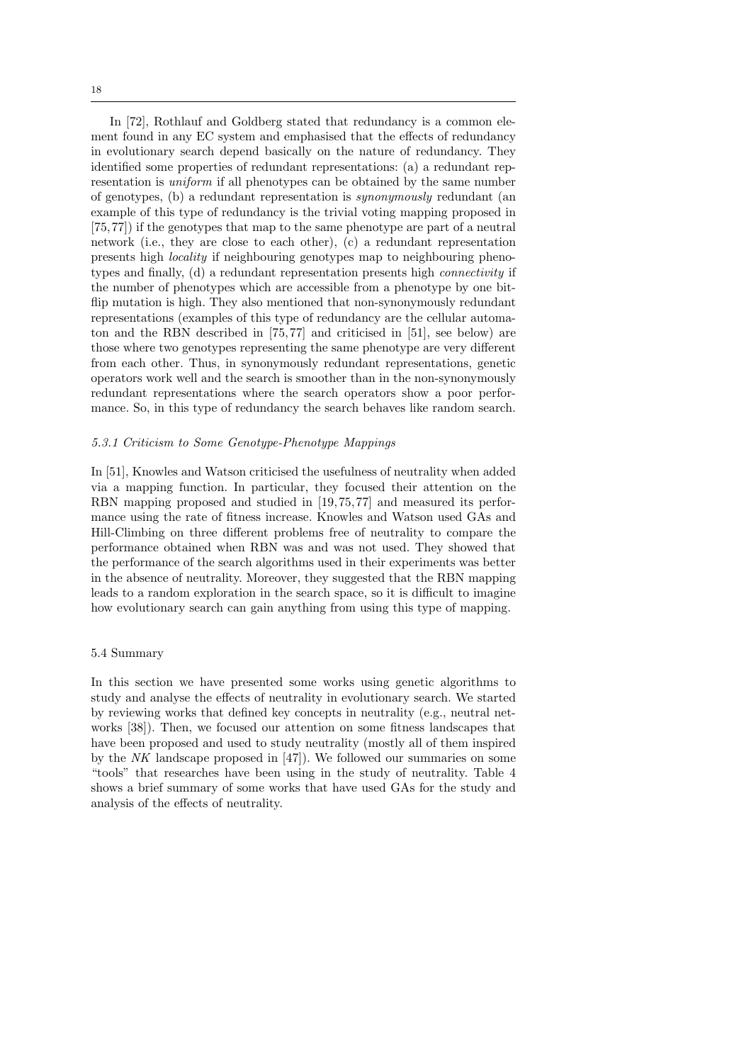In [72], Rothlauf and Goldberg stated that redundancy is a common element found in any EC system and emphasised that the effects of redundancy in evolutionary search depend basically on the nature of redundancy. They identified some properties of redundant representations: (a) a redundant representation is *uniform* if all phenotypes can be obtained by the same number of genotypes, (b) a redundant representation is *synonymously* redundant (an example of this type of redundancy is the trivial voting mapping proposed in [75,77]) if the genotypes that map to the same phenotype are part of a neutral network (i.e., they are close to each other), (c) a redundant representation presents high *locality* if neighbouring genotypes map to neighbouring phenotypes and finally, (d) a redundant representation presents high *connectivity* if the number of phenotypes which are accessible from a phenotype by one bit-flip mutation is high. They also mentioned that non-synonymously redundant representations (examples of this type of redundancy are the cellular automaton and the RBN described in [75,77] and criticised in [51], see below) are those where two genotypes representing the same phenotype are very different from each other. Thus, in synonymously redundant representations, genetic operators work well and the search is smoother than in the non-synonymously redundant representations where the search operators show a poor performance. So, in this type of redundancy the search behaves like random search.

### *5.3.1 Criticism to Some Genotype-Phenotype Mappings*

In [51], Knowles and Watson criticised the usefulness of neutrality when added via a mapping function. In particular, they focused their attention on the RBN mapping proposed and studied in [19,75,77] and measured its performance using the rate of fitness increase. Knowles and Watson used GAs and Hill-Climbing on three different problems free of neutrality to compare the performance obtained when RBN was and was not used. They showed that the performance of the search algorithms used in their experiments was better in the absence of neutrality. Moreover, they suggested that the RBN mapping leads to a random exploration in the search space, so it is difficult to imagine how evolutionary search can gain anything from using this type of mapping.

### 5.4 Summary

In this section we have presented some works using genetic algorithms to study and analyse the effects of neutrality in evolutionary search. We started by reviewing works that defined key concepts in neutrality (e.g., neutral networks [38]). Then, we focused our attention on some fitness landscapes that have been proposed and used to study neutrality (mostly all of them inspired by the *NK* landscape proposed in [47]). We followed our summaries on some "tools" that researches have been using in the study of neutrality. Table 4 shows a brief summary of some works that have used GAs for the study and analysis of the effects of neutrality.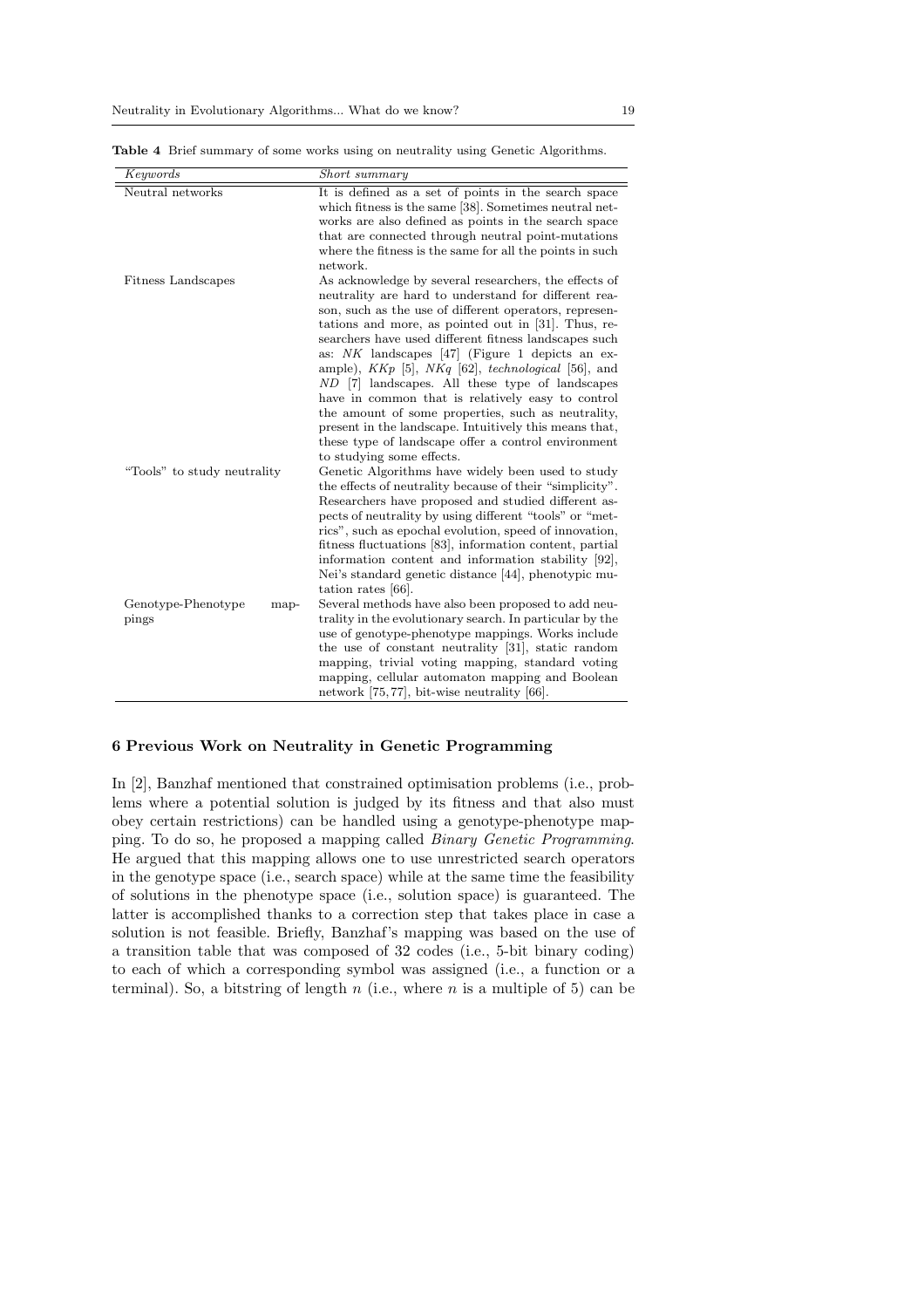**Table 4** Brief summary of some works using on neutrality using Genetic Algorithms.

| *Keywords* | *Short summary* |
|---|---|
| Neutral networks | It is defined as a set of points in the search space which fitness is the same [38]. Sometimes neutral networks are also defined as points in the search space that are connected through neutral point-mutations where the fitness is the same for all the points in such network. |
| Fitness Landscapes | As acknowledge by several researchers, the effects of neutrality are hard to understand for different reason, such as the use of different operators, representations and more, as pointed out in [31]. Thus, researchers have used different fitness landscapes such as: *NK* landscapes [47] (Figure 1 depicts an example), *KKp* [5], *NKq* [62], *technological* [56], and *ND* [7] landscapes. All these type of landscapes have in common that is relatively easy to control the amount of some properties, such as neutrality, present in the landscape. Intuitively this means that, these type of landscape offer a control environment to studying some effects. |
| "Tools" to study neutrality | Genetic Algorithms have widely been used to study the effects of neutrality because of their "simplicity". Researchers have proposed and studied different aspects of neutrality by using different "tools" or "metrics", such as epochal evolution, speed of innovation, fitness fluctuations [83], information content, partial information content and information stability [92], Nei's standard genetic distance [44], phenotypic mutation rates [66]. |
| Genotype-Phenotype mappings | Several methods have also been proposed to add neutrality in the evolutionary search. In particular by the use of genotype-phenotype mappings. Works include the use of constant neutrality [31], static random mapping, trivial voting mapping, standard voting mapping, cellular automaton mapping and Boolean network [75, 77], bit-wise neutrality [66]. |

## 6 Previous Work on Neutrality in Genetic Programming

In [2], Banzhaf mentioned that constrained optimisation problems (i.e., problems where a potential solution is judged by its fitness and that also must obey certain restrictions) can be handled using a genotype-phenotype mapping. To do so, he proposed a mapping called *Binary Genetic Programming*. He argued that this mapping allows one to use unrestricted search operators in the genotype space (i.e., search space) while at the same time the feasibility of solutions in the phenotype space (i.e., solution space) is guaranteed. The latter is accomplished thanks to a correction step that takes place in case a solution is not feasible. Briefly, Banzhaf's mapping was based on the use of a transition table that was composed of 32 codes (i.e., 5-bit binary coding) to each of which a corresponding symbol was assigned (i.e., a function or a terminal). So, a bitstring of length $n$ (i.e., where $n$ is a multiple of 5) can be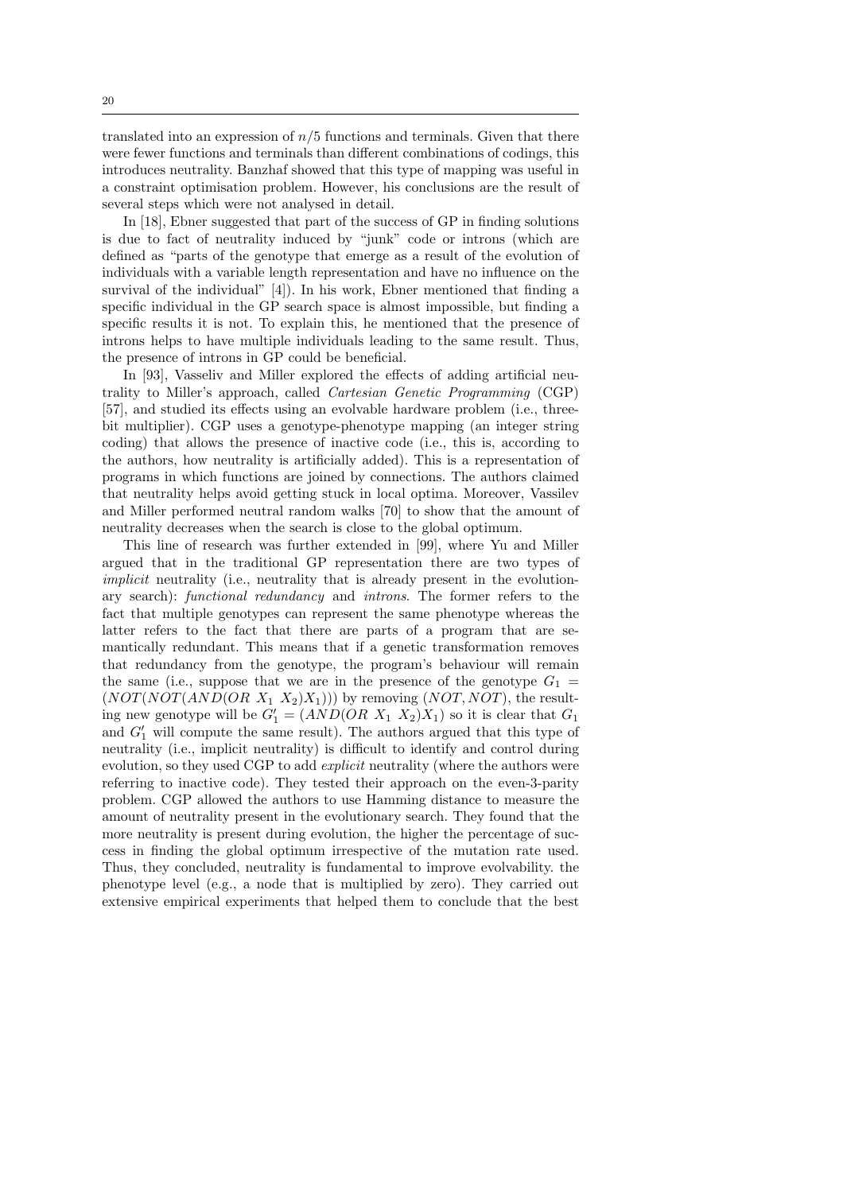translated into an expression of $n/5$ functions and terminals. Given that there were fewer functions and terminals than different combinations of codings, this introduces neutrality. Banzhaf showed that this type of mapping was useful in a constraint optimisation problem. However, his conclusions are the result of several steps which were not analysed in detail.

In [18], Ebner suggested that part of the success of GP in finding solutions is due to fact of neutrality induced by "junk" code or introns (which are defined as "parts of the genotype that emerge as a result of the evolution of individuals with a variable length representation and have no influence on the survival of the individual" [4]). In his work, Ebner mentioned that finding a specific individual in the GP search space is almost impossible, but finding a specific results it is not. To explain this, he mentioned that the presence of introns helps to have multiple individuals leading to the same result. Thus, the presence of introns in GP could be beneficial.

In [93], Vasseliv and Miller explored the effects of adding artificial neutrality to Miller's approach, called *Cartesian Genetic Programming* (CGP) [57], and studied its effects using an evolvable hardware problem (i.e., three-bit multiplier). CGP uses a genotype-phenotype mapping (an integer string coding) that allows the presence of inactive code (i.e., this is, according to the authors, how neutrality is artificially added). This is a representation of programs in which functions are joined by connections. The authors claimed that neutrality helps avoid getting stuck in local optima. Moreover, Vassilev and Miller performed neutral random walks [70] to show that the amount of neutrality decreases when the search is close to the global optimum.

This line of research was further extended in [99], where Yu and Miller argued that in the traditional GP representation there are two types of *implicit* neutrality (i.e., neutrality that is already present in the evolutionary search): *functional redundancy* and *introns*. The former refers to the fact that multiple genotypes can represent the same phenotype whereas the latter refers to the fact that there are parts of a program that are semantically redundant. This means that if a genetic transformation removes that redundancy from the genotype, the program's behaviour will remain the same (i.e., suppose that we are in the presence of the genotype $G_1 = (NOT(NOT(AND(OR\ X_1\ X_2)X_1)))$ by removing $(NOT, NOT)$, the resulting new genotype will be $G_1' = (AND(OR\ X_1\ X_2)X_1)$ so it is clear that $G_1$ and $G_1'$ will compute the same result). The authors argued that this type of neutrality (i.e., implicit neutrality) is difficult to identify and control during evolution, so they used CGP to add *explicit* neutrality (where the authors were referring to inactive code). They tested their approach on the even-3-parity problem. CGP allowed the authors to use Hamming distance to measure the amount of neutrality present in the evolutionary search. They found that the more neutrality is present during evolution, the higher the percentage of success in finding the global optimum irrespective of the mutation rate used. Thus, they concluded, neutrality is fundamental to improve evolvability. the phenotype level (e.g., a node that is multiplied by zero). They carried out extensive empirical experiments that helped them to conclude that the best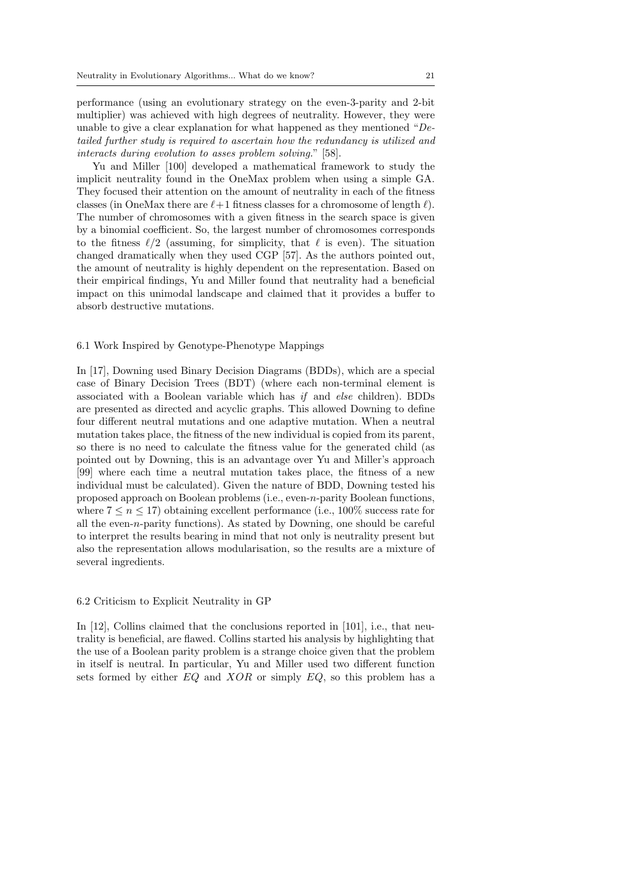performance (using an evolutionary strategy on the even-3-parity and 2-bit multiplier) was achieved with high degrees of neutrality. However, they were unable to give a clear explanation for what happened as they mentioned "*Detailed further study is required to ascertain how the redundancy is utilized and interacts during evolution to asses problem solving.*" [58].

Yu and Miller [100] developed a mathematical framework to study the implicit neutrality found in the OneMax problem when using a simple GA. They focused their attention on the amount of neutrality in each of the fitness classes (in OneMax there are $\ell+1$ fitness classes for a chromosome of length $\ell$). The number of chromosomes with a given fitness in the search space is given by a binomial coefficient. So, the largest number of chromosomes corresponds to the fitness $\ell/2$ (assuming, for simplicity, that $\ell$ is even). The situation changed dramatically when they used CGP [57]. As the authors pointed out, the amount of neutrality is highly dependent on the representation. Based on their empirical findings, Yu and Miller found that neutrality had a beneficial impact on this unimodal landscape and claimed that it provides a buffer to absorb destructive mutations.

### 6.1 Work Inspired by Genotype-Phenotype Mappings

In [17], Downing used Binary Decision Diagrams (BDDs), which are a special case of Binary Decision Trees (BDT) (where each non-terminal element is associated with a Boolean variable which has *if* and *else* children). BDDs are presented as directed and acyclic graphs. This allowed Downing to define four different neutral mutations and one adaptive mutation. When a neutral mutation takes place, the fitness of the new individual is copied from its parent, so there is no need to calculate the fitness value for the generated child (as pointed out by Downing, this is an advantage over Yu and Miller's approach [99] where each time a neutral mutation takes place, the fitness of a new individual must be calculated). Given the nature of BDD, Downing tested his proposed approach on Boolean problems (i.e., even-$n$-parity Boolean functions, where $7 \leq n \leq 17$) obtaining excellent performance (i.e., 100% success rate for all the even-$n$-parity functions). As stated by Downing, one should be careful to interpret the results bearing in mind that not only is neutrality present but also the representation allows modularisation, so the results are a mixture of several ingredients.

### 6.2 Criticism to Explicit Neutrality in GP

In [12], Collins claimed that the conclusions reported in [101], i.e., that neutrality is beneficial, are flawed. Collins started his analysis by highlighting that the use of a Boolean parity problem is a strange choice given that the problem in itself is neutral. In particular, Yu and Miller used two different function sets formed by either $EQ$ and $XOR$ or simply $EQ$, so this problem has a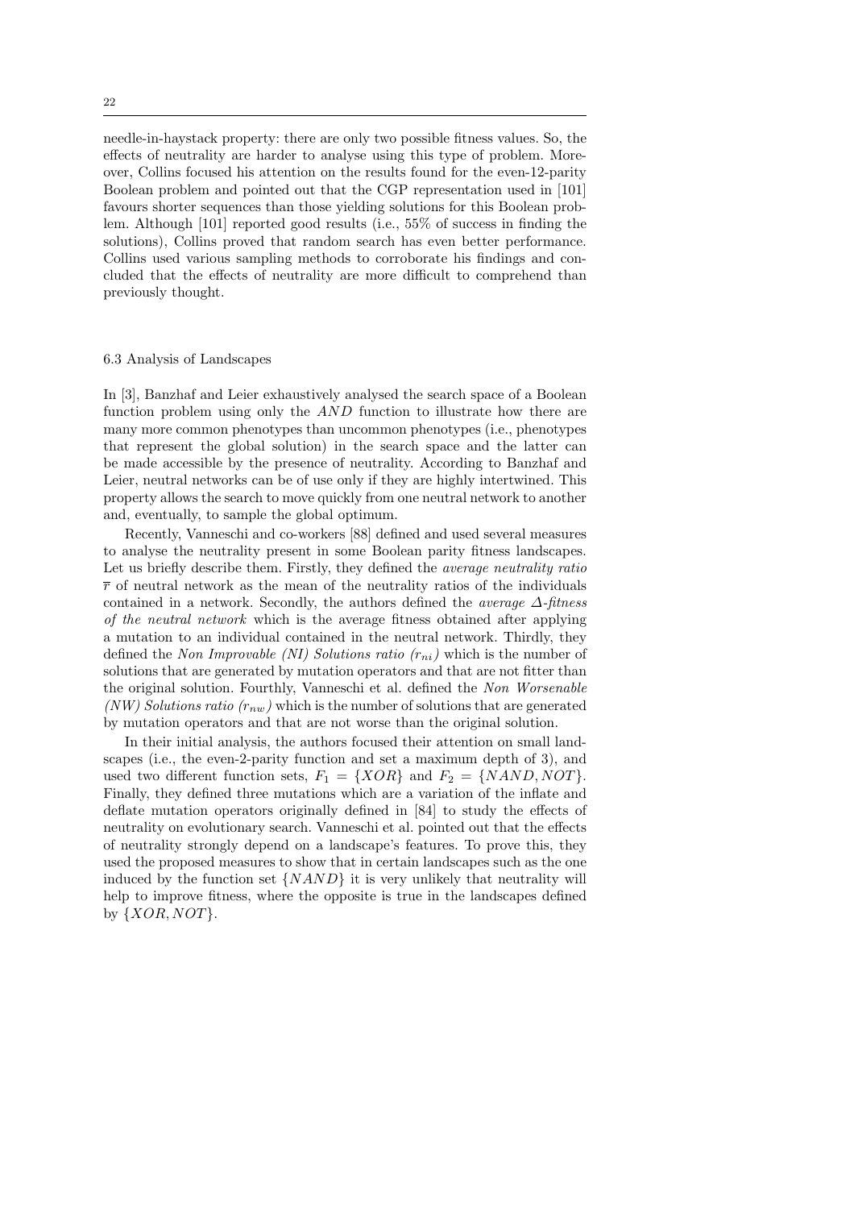needle-in-haystack property: there are only two possible fitness values. So, the effects of neutrality are harder to analyse using this type of problem. Moreover, Collins focused his attention on the results found for the even-12-parity Boolean problem and pointed out that the CGP representation used in [101] favours shorter sequences than those yielding solutions for this Boolean problem. Although [101] reported good results (i.e., 55% of success in finding the solutions), Collins proved that random search has even better performance. Collins used various sampling methods to corroborate his findings and concluded that the effects of neutrality are more difficult to comprehend than previously thought.

### 6.3 Analysis of Landscapes

In [3], Banzhaf and Leier exhaustively analysed the search space of a Boolean function problem using only the $AND$ function to illustrate how there are many more common phenotypes than uncommon phenotypes (i.e., phenotypes that represent the global solution) in the search space and the latter can be made accessible by the presence of neutrality. According to Banzhaf and Leier, neutral networks can be of use only if they are highly intertwined. This property allows the search to move quickly from one neutral network to another and, eventually, to sample the global optimum.

Recently, Vanneschi and co-workers [88] defined and used several measures to analyse the neutrality present in some Boolean parity fitness landscapes. Let us briefly describe them. Firstly, they defined the *average neutrality ratio* $\overline{r}$ of neutral network as the mean of the neutrality ratios of the individuals contained in a network. Secondly, the authors defined the *average $\Delta$-fitness of the neutral network* which is the average fitness obtained after applying a mutation to an individual contained in the neutral network. Thirdly, they defined the *Non Improvable (NI) Solutions ratio ($r_{ni}$)* which is the number of solutions that are generated by mutation operators and that are not fitter than the original solution. Fourthly, Vanneschi et al. defined the *Non Worsenable (NW) Solutions ratio ($r_{nw}$)* which is the number of solutions that are generated by mutation operators and that are not worse than the original solution.

In their initial analysis, the authors focused their attention on small landscapes (i.e., the even-2-parity function and set a maximum depth of 3), and used two different function sets, $F_1 = \{XOR\}$ and $F_2 = \{NAND, NOT\}$. Finally, they defined three mutations which are a variation of the inflate and deflate mutation operators originally defined in [84] to study the effects of neutrality on evolutionary search. Vanneschi et al. pointed out that the effects of neutrality strongly depend on a landscape's features. To prove this, they used the proposed measures to show that in certain landscapes such as the one induced by the function set $\{NAND\}$ it is very unlikely that neutrality will help to improve fitness, where the opposite is true in the landscapes defined by $\{XOR, NOT\}$.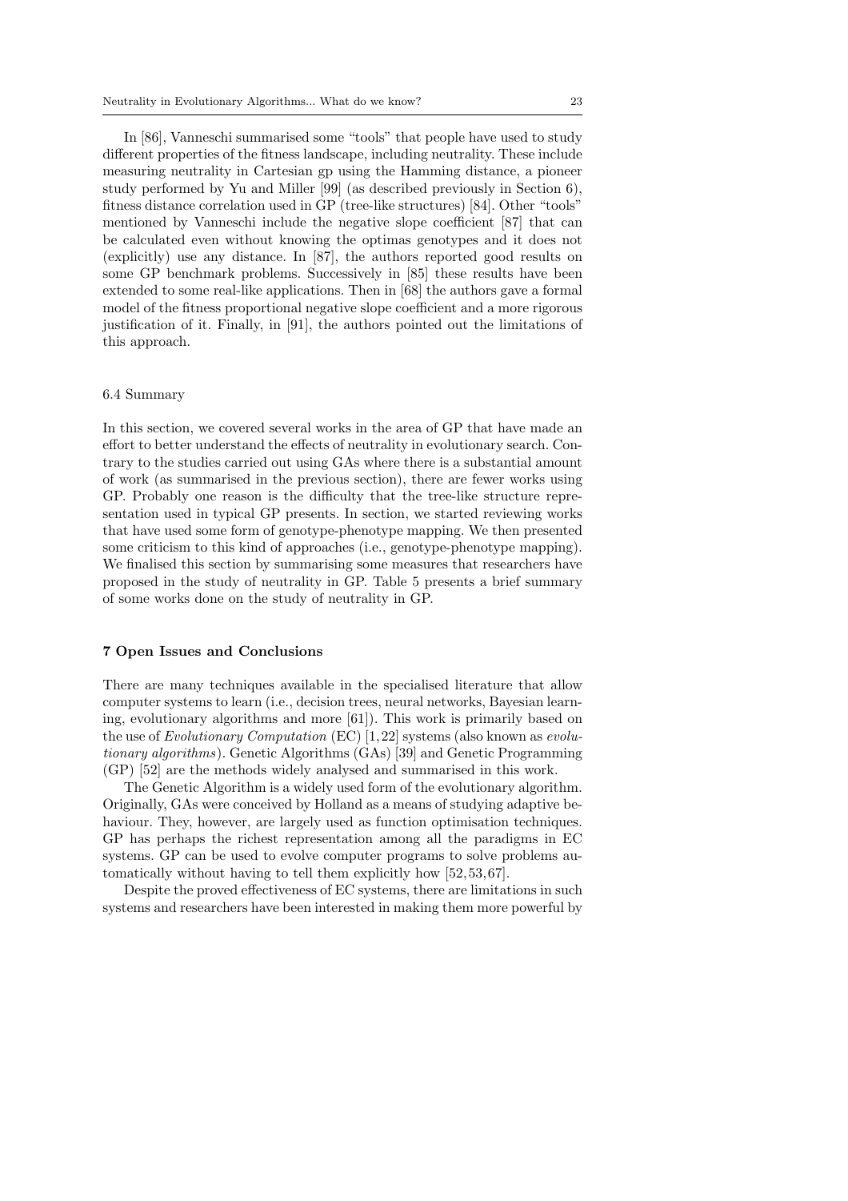In [86], Vanneschi summarised some "tools" that people have used to study different properties of the fitness landscape, including neutrality. These include measuring neutrality in Cartesian gp using the Hamming distance, a pioneer study performed by Yu and Miller [99] (as described previously in Section 6), fitness distance correlation used in GP (tree-like structures) [84]. Other "tools" mentioned by Vanneschi include the negative slope coefficient [87] that can be calculated even without knowing the optimas genotypes and it does not (explicitly) use any distance. In [87], the authors reported good results on some GP benchmark problems. Successively in [85] these results have been extended to some real-like applications. Then in [68] the authors gave a formal model of the fitness proportional negative slope coefficient and a more rigorous justification of it. Finally, in [91], the authors pointed out the limitations of this approach.

### 6.4 Summary

In this section, we covered several works in the area of GP that have made an effort to better understand the effects of neutrality in evolutionary search. Contrary to the studies carried out using GAs where there is a substantial amount of work (as summarised in the previous section), there are fewer works using GP. Probably one reason is the difficulty that the tree-like structure representation used in typical GP presents. In section, we started reviewing works that have used some form of genotype-phenotype mapping. We then presented some criticism to this kind of approaches (i.e., genotype-phenotype mapping). We finalised this section by summarising some measures that researchers have proposed in the study of neutrality in GP. Table 5 presents a brief summary of some works done on the study of neutrality in GP.

## 7 Open Issues and Conclusions

There are many techniques available in the specialised literature that allow computer systems to learn (i.e., decision trees, neural networks, Bayesian learning, evolutionary algorithms and more [61]). This work is primarily based on the use of *Evolutionary Computation* (EC) [1,22] systems (also known as *evolutionary algorithms*). Genetic Algorithms (GAs) [39] and Genetic Programming (GP) [52] are the methods widely analysed and summarised in this work.

The Genetic Algorithm is a widely used form of the evolutionary algorithm. Originally, GAs were conceived by Holland as a means of studying adaptive behaviour. They, however, are largely used as function optimisation techniques. GP has perhaps the richest representation among all the paradigms in EC systems. GP can be used to evolve computer programs to solve problems automatically without having to tell them explicitly how [52,53,67].

Despite the proved effectiveness of EC systems, there are limitations in such systems and researchers have been interested in making them more powerful by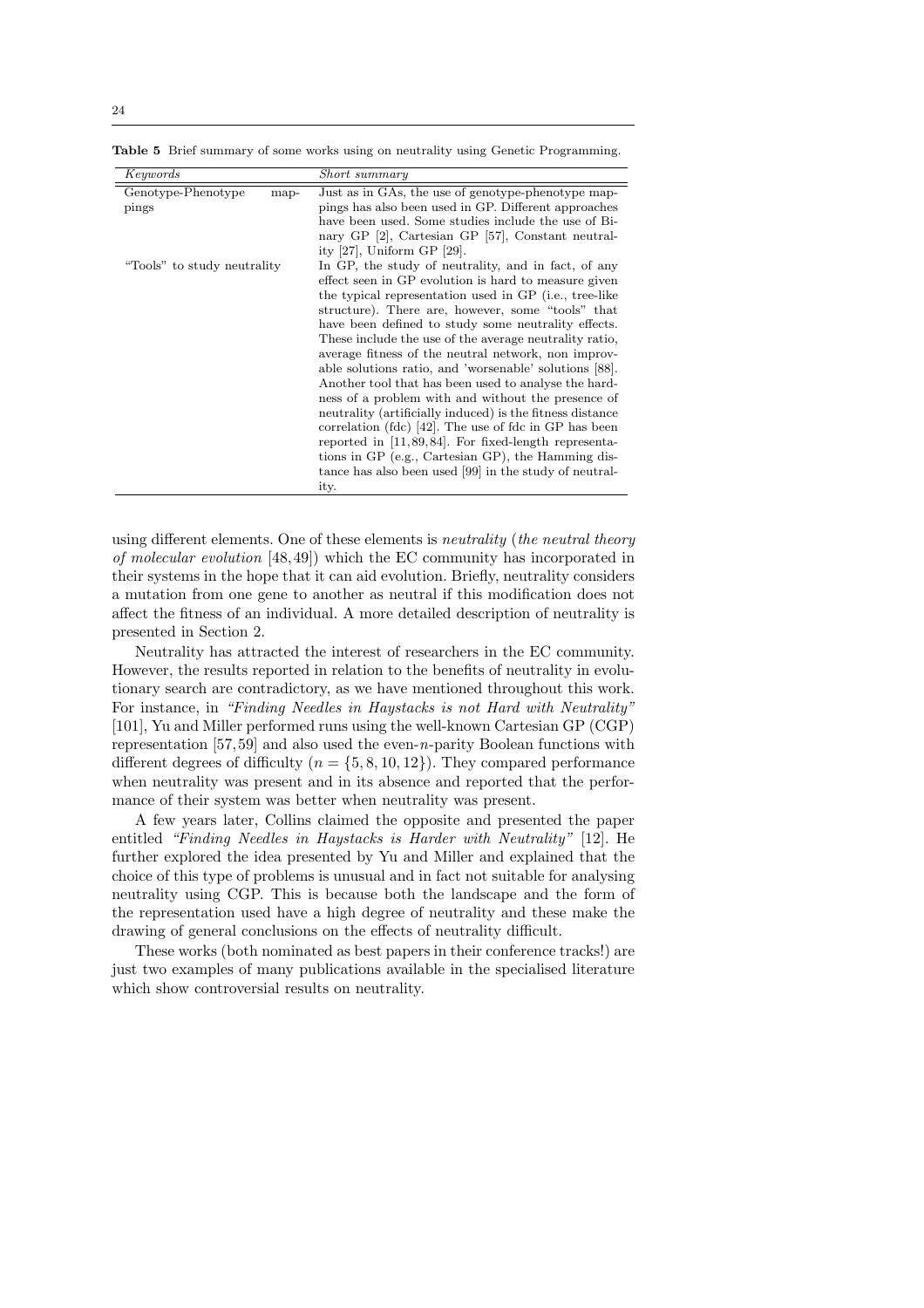**Table 5** Brief summary of some works using on neutrality using Genetic Programming.

| *Keywords* | *Short summary* |
|---|---|
| Genotype-Phenotype mappings | Just as in GAs, the use of genotype-phenotype mappings has also been used in GP. Different approaches have been used. Some studies include the use of Binary GP [2], Cartesian GP [57], Constant neutrality [27], Uniform GP [29]. |
| "Tools" to study neutrality | In GP, the study of neutrality, and in fact, of any effect seen in GP evolution is hard to measure given the typical representation used in GP (i.e., tree-like structure). There are, however, some "tools" that have been defined to study some neutrality effects. These include the use of the average neutrality ratio, average fitness of the neutral network, non improvable solutions ratio, and 'worsenable' solutions [88]. Another tool that has been used to analyse the hardness of a problem with and without the presence of neutrality (artificially induced) is the fitness distance correlation (fdc) [42]. The use of fdc in GP has been reported in [11,89,84]. For fixed-length representations in GP (e.g., Cartesian GP), the Hamming distance has also been used [99] in the study of neutrality. |

using different elements. One of these elements is *neutrality* (*the neutral theory of molecular evolution* [48,49]) which the EC community has incorporated in their systems in the hope that it can aid evolution. Briefly, neutrality considers a mutation from one gene to another as neutral if this modification does not affect the fitness of an individual. A more detailed description of neutrality is presented in Section 2.

Neutrality has attracted the interest of researchers in the EC community. However, the results reported in relation to the benefits of neutrality in evolutionary search are contradictory, as we have mentioned throughout this work. For instance, in *"Finding Needles in Haystacks is not Hard with Neutrality"* [101], Yu and Miller performed runs using the well-known Cartesian GP (CGP) representation [57,59] and also used the even-$n$-parity Boolean functions with different degrees of difficulty ($n = \{5, 8, 10, 12\}$). They compared performance when neutrality was present and in its absence and reported that the performance of their system was better when neutrality was present.

A few years later, Collins claimed the opposite and presented the paper entitled *"Finding Needles in Haystacks is Harder with Neutrality"* [12]. He further explored the idea presented by Yu and Miller and explained that the choice of this type of problems is unusual and in fact not suitable for analysing neutrality using CGP. This is because both the landscape and the form of the representation used have a high degree of neutrality and these make the drawing of general conclusions on the effects of neutrality difficult.

These works (both nominated as best papers in their conference tracks!) are just two examples of many publications available in the specialised literature which show controversial results on neutrality.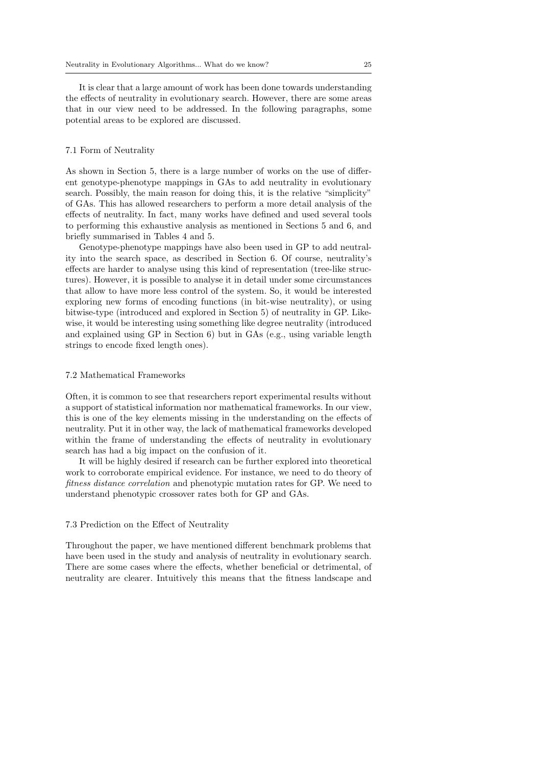It is clear that a large amount of work has been done towards understanding the effects of neutrality in evolutionary search. However, there are some areas that in our view need to be addressed. In the following paragraphs, some potential areas to be explored are discussed.

### 7.1 Form of Neutrality

As shown in Section 5, there is a large number of works on the use of different genotype-phenotype mappings in GAs to add neutrality in evolutionary search. Possibly, the main reason for doing this, it is the relative "simplicity" of GAs. This has allowed researchers to perform a more detail analysis of the effects of neutrality. In fact, many works have defined and used several tools to performing this exhaustive analysis as mentioned in Sections 5 and 6, and briefly summarised in Tables 4 and 5.

Genotype-phenotype mappings have also been used in GP to add neutrality into the search space, as described in Section 6. Of course, neutrality's effects are harder to analyse using this kind of representation (tree-like structures). However, it is possible to analyse it in detail under some circumstances that allow to have more less control of the system. So, it would be interested exploring new forms of encoding functions (in bit-wise neutrality), or using bitwise-type (introduced and explored in Section 5) of neutrality in GP. Likewise, it would be interesting using something like degree neutrality (introduced and explained using GP in Section 6) but in GAs (e.g., using variable length strings to encode fixed length ones).

### 7.2 Mathematical Frameworks

Often, it is common to see that researchers report experimental results without a support of statistical information nor mathematical frameworks. In our view, this is one of the key elements missing in the understanding on the effects of neutrality. Put it in other way, the lack of mathematical frameworks developed within the frame of understanding the effects of neutrality in evolutionary search has had a big impact on the confusion of it.

It will be highly desired if research can be further explored into theoretical work to corroborate empirical evidence. For instance, we need to do theory of *fitness distance correlation* and phenotypic mutation rates for GP. We need to understand phenotypic crossover rates both for GP and GAs.

### 7.3 Prediction on the Effect of Neutrality

Throughout the paper, we have mentioned different benchmark problems that have been used in the study and analysis of neutrality in evolutionary search. There are some cases where the effects, whether beneficial or detrimental, of neutrality are clearer. Intuitively this means that the fitness landscape and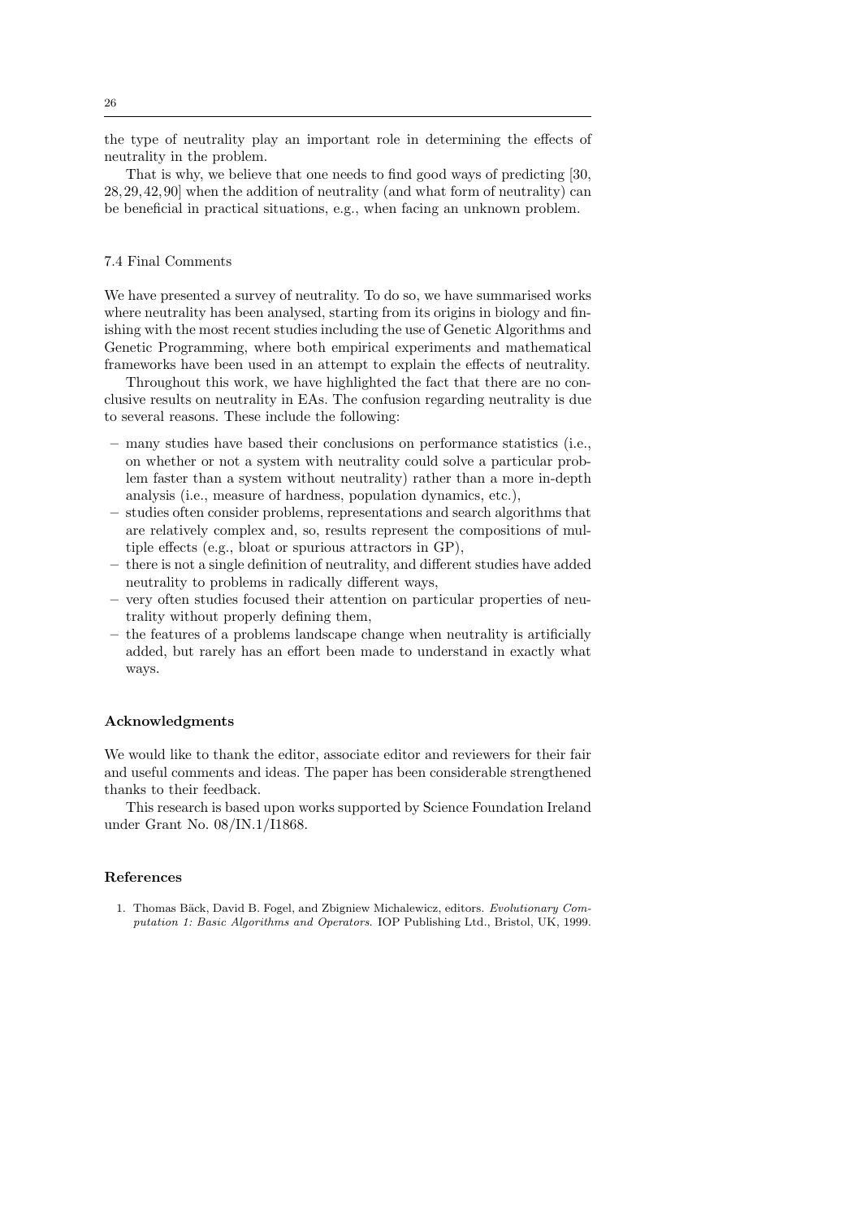the type of neutrality play an important role in determining the effects of neutrality in the problem.

That is why, we believe that one needs to find good ways of predicting [30, 28, 29, 42, 90] when the addition of neutrality (and what form of neutrality) can be beneficial in practical situations, e.g., when facing an unknown problem.

### 7.4 Final Comments

We have presented a survey of neutrality. To do so, we have summarised works where neutrality has been analysed, starting from its origins in biology and finishing with the most recent studies including the use of Genetic Algorithms and Genetic Programming, where both empirical experiments and mathematical frameworks have been used in an attempt to explain the effects of neutrality.

Throughout this work, we have highlighted the fact that there are no conclusive results on neutrality in EAs. The confusion regarding neutrality is due to several reasons. These include the following:

- many studies have based their conclusions on performance statistics (i.e., on whether or not a system with neutrality could solve a particular problem faster than a system without neutrality) rather than a more in-depth analysis (i.e., measure of hardness, population dynamics, etc.),
- studies often consider problems, representations and search algorithms that are relatively complex and, so, results represent the compositions of multiple effects (e.g., bloat or spurious attractors in GP),
- there is not a single definition of neutrality, and different studies have added neutrality to problems in radically different ways,
- very often studies focused their attention on particular properties of neutrality without properly defining them,
- the features of a problems landscape change when neutrality is artificially added, but rarely has an effort been made to understand in exactly what ways.

## Acknowledgments

We would like to thank the editor, associate editor and reviewers for their fair and useful comments and ideas. The paper has been considerable strengthened thanks to their feedback.

This research is based upon works supported by Science Foundation Ireland under Grant No. 08/IN.1/I1868.

## References

1. Thomas Bäck, David B. Fogel, and Zbigniew Michalewicz, editors. *Evolutionary Computation 1: Basic Algorithms and Operators*. IOP Publishing Ltd., Bristol, UK, 1999.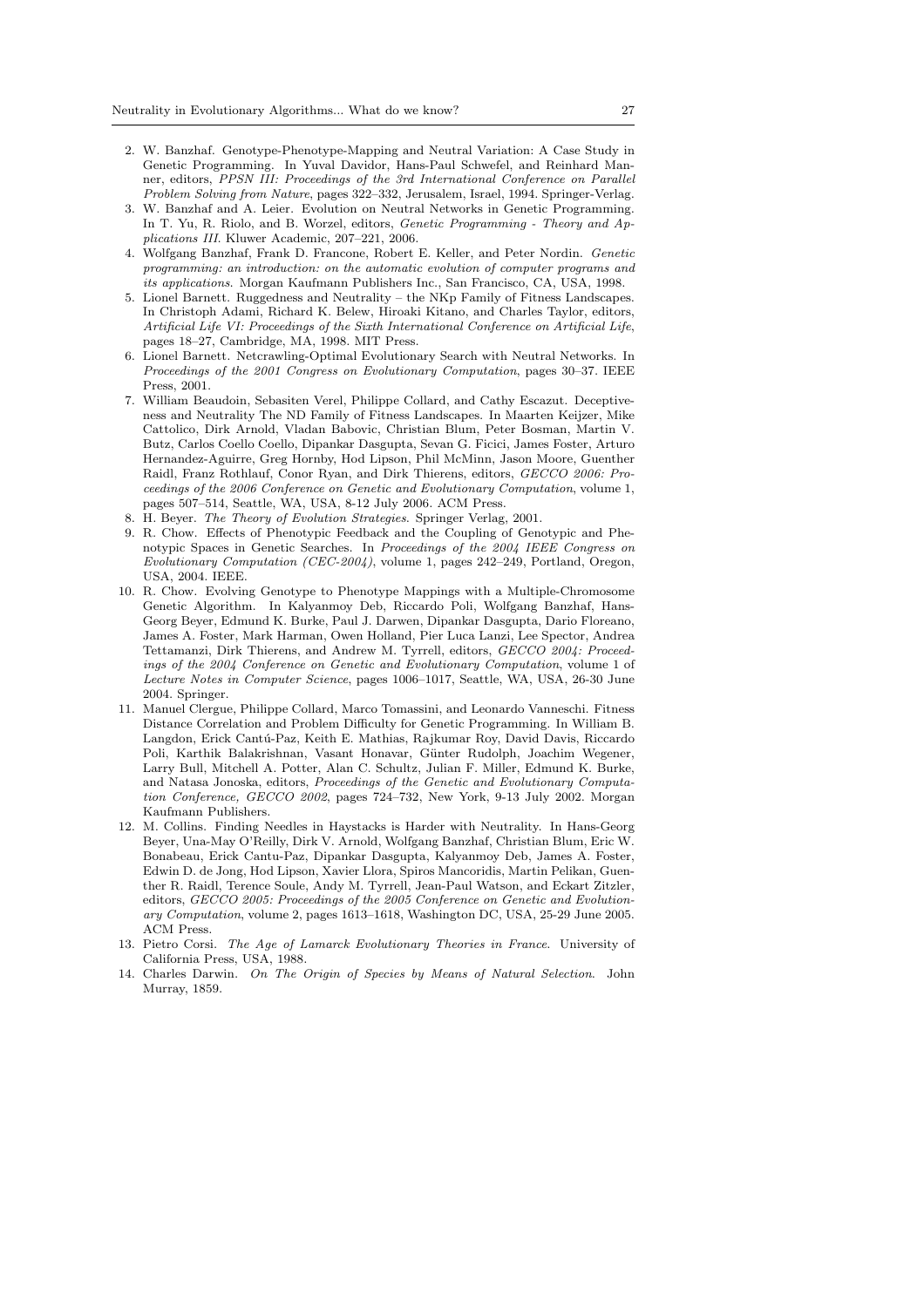2. W. Banzhaf. Genotype-Phenotype-Mapping and Neutral Variation: A Case Study in Genetic Programming. In Yuval Davidor, Hans-Paul Schwefel, and Reinhard Manner, editors, *PPSN III: Proceedings of the 3rd International Conference on Parallel Problem Solving from Nature*, pages 322–332, Jerusalem, Israel, 1994. Springer-Verlag.
3. W. Banzhaf and A. Leier. Evolution on Neutral Networks in Genetic Programming. In T. Yu, R. Riolo, and B. Worzel, editors, *Genetic Programming - Theory and Applications III*. Kluwer Academic, 207–221, 2006.
4. Wolfgang Banzhaf, Frank D. Francone, Robert E. Keller, and Peter Nordin. *Genetic programming: an introduction: on the automatic evolution of computer programs and its applications*. Morgan Kaufmann Publishers Inc., San Francisco, CA, USA, 1998.
5. Lionel Barnett. Ruggedness and Neutrality – the NKp Family of Fitness Landscapes. In Christoph Adami, Richard K. Belew, Hiroaki Kitano, and Charles Taylor, editors, *Artificial Life VI: Proceedings of the Sixth International Conference on Artificial Life*, pages 18–27, Cambridge, MA, 1998. MIT Press.
6. Lionel Barnett. Netcrawling-Optimal Evolutionary Search with Neutral Networks. In *Proceedings of the 2001 Congress on Evolutionary Computation*, pages 30–37. IEEE Press, 2001.
7. William Beaudoin, Sebasiten Verel, Philippe Collard, and Cathy Escazut. Deceptiveness and Neutrality The ND Family of Fitness Landscapes. In Maarten Keijzer, Mike Cattolico, Dirk Arnold, Vladan Babovic, Christian Blum, Peter Bosman, Martin V. Butz, Carlos Coello Coello, Dipankar Dasgupta, Sevan G. Ficici, James Foster, Arturo Hernandez-Aguirre, Greg Hornby, Hod Lipson, Phil McMinn, Jason Moore, Guenther Raidl, Franz Rothlauf, Conor Ryan, and Dirk Thierens, editors, *GECCO 2006: Proceedings of the 2006 Conference on Genetic and Evolutionary Computation*, volume 1, pages 507–514, Seattle, WA, USA, 8-12 July 2006. ACM Press.
8. H. Beyer. *The Theory of Evolution Strategies*. Springer Verlag, 2001.
9. R. Chow. Effects of Phenotypic Feedback and the Coupling of Genotypic and Phenotypic Spaces in Genetic Searches. In *Proceedings of the 2004 IEEE Congress on Evolutionary Computation (CEC-2004)*, volume 1, pages 242–249, Portland, Oregon, USA, 2004. IEEE.
10. R. Chow. Evolving Genotype to Phenotype Mappings with a Multiple-Chromosome Genetic Algorithm. In Kalyanmoy Deb, Riccardo Poli, Wolfgang Banzhaf, Hans-Georg Beyer, Edmund K. Burke, Paul J. Darwen, Dipankar Dasgupta, Dario Floreano, James A. Foster, Mark Harman, Owen Holland, Pier Luca Lanzi, Lee Spector, Andrea Tettamanzi, Dirk Thierens, and Andrew M. Tyrrell, editors, *GECCO 2004: Proceedings of the 2004 Conference on Genetic and Evolutionary Computation*, volume 1 of *Lecture Notes in Computer Science*, pages 1006–1017, Seattle, WA, USA, 26-30 June 2004. Springer.
11. Manuel Clergue, Philippe Collard, Marco Tomassini, and Leonardo Vanneschi. Fitness Distance Correlation and Problem Difficulty for Genetic Programming. In William B. Langdon, Erick Cantú-Paz, Keith E. Mathias, Rajkumar Roy, David Davis, Riccardo Poli, Karthik Balakrishnan, Vasant Honavar, Günter Rudolph, Joachim Wegener, Larry Bull, Mitchell A. Potter, Alan C. Schultz, Julian F. Miller, Edmund K. Burke, and Natasa Jonoska, editors, *Proceedings of the Genetic and Evolutionary Computation Conference, GECCO 2002*, pages 724–732, New York, 9-13 July 2002. Morgan Kaufmann Publishers.
12. M. Collins. Finding Needles in Haystacks is Harder with Neutrality. In Hans-Georg Beyer, Una-May O'Reilly, Dirk V. Arnold, Wolfgang Banzhaf, Christian Blum, Eric W. Bonabeau, Erick Cantu-Paz, Dipankar Dasgupta, Kalyanmoy Deb, James A. Foster, Edwin D. de Jong, Hod Lipson, Xavier Llora, Spiros Mancoridis, Martin Pelikan, Guenther R. Raidl, Terence Soule, Andy M. Tyrrell, Jean-Paul Watson, and Eckart Zitzler, editors, *GECCO 2005: Proceedings of the 2005 Conference on Genetic and Evolutionary Computation*, volume 2, pages 1613–1618, Washington DC, USA, 25-29 June 2005. ACM Press.
13. Pietro Corsi. *The Age of Lamarck Evolutionary Theories in France*. University of California Press, USA, 1988.
14. Charles Darwin. *On The Origin of Species by Means of Natural Selection*. John Murray, 1859.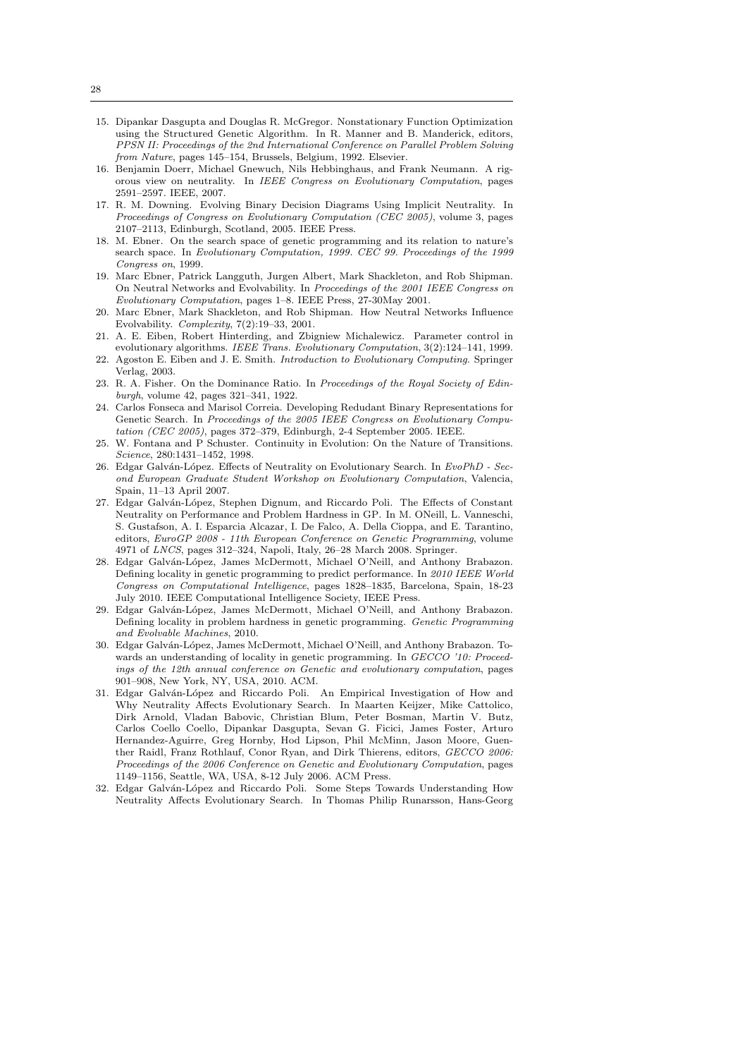15. Dipankar Dasgupta and Douglas R. McGregor. Nonstationary Function Optimization using the Structured Genetic Algorithm. In R. Manner and B. Manderick, editors, *PPSN II: Proceedings of the 2nd International Conference on Parallel Problem Solving from Nature*, pages 145–154, Brussels, Belgium, 1992. Elsevier.
16. Benjamin Doerr, Michael Gnewuch, Nils Hebbinghaus, and Frank Neumann. A rigorous view on neutrality. In *IEEE Congress on Evolutionary Computation*, pages 2591–2597. IEEE, 2007.
17. R. M. Downing. Evolving Binary Decision Diagrams Using Implicit Neutrality. In *Proceedings of Congress on Evolutionary Computation (CEC 2005)*, volume 3, pages 2107–2113, Edinburgh, Scotland, 2005. IEEE Press.
18. M. Ebner. On the search space of genetic programming and its relation to nature's search space. In *Evolutionary Computation, 1999. CEC 99. Proceedings of the 1999 Congress on*, 1999.
19. Marc Ebner, Patrick Langguth, Jurgen Albert, Mark Shackleton, and Rob Shipman. On Neutral Networks and Evolvability. In *Proceedings of the 2001 IEEE Congress on Evolutionary Computation*, pages 1–8. IEEE Press, 27-30May 2001.
20. Marc Ebner, Mark Shackleton, and Rob Shipman. How Neutral Networks Influence Evolvability. *Complexity*, 7(2):19–33, 2001.
21. A. E. Eiben, Robert Hinterding, and Zbigniew Michalewicz. Parameter control in evolutionary algorithms. *IEEE Trans. Evolutionary Computation*, 3(2):124–141, 1999.
22. Agoston E. Eiben and J. E. Smith. *Introduction to Evolutionary Computing*. Springer Verlag, 2003.
23. R. A. Fisher. On the Dominance Ratio. In *Proceedings of the Royal Society of Edinburgh*, volume 42, pages 321–341, 1922.
24. Carlos Fonseca and Marisol Correia. Developing Redudant Binary Representations for Genetic Search. In *Proceedings of the 2005 IEEE Congress on Evolutionary Computation (CEC 2005)*, pages 372–379, Edinburgh, 2-4 September 2005. IEEE.
25. W. Fontana and P Schuster. Continuity in Evolution: On the Nature of Transitions. *Science*, 280:1431–1452, 1998.
26. Edgar Galván-López. Effects of Neutrality on Evolutionary Search. In *EvoPhD - Second European Graduate Student Workshop on Evolutionary Computation*, Valencia, Spain, 11–13 April 2007.
27. Edgar Galván-López, Stephen Dignum, and Riccardo Poli. The Effects of Constant Neutrality on Performance and Problem Hardness in GP. In M. ONeill, L. Vanneschi, S. Gustafson, A. I. Esparcia Alcazar, I. De Falco, A. Della Cioppa, and E. Tarantino, editors, *EuroGP 2008 - 11th European Conference on Genetic Programming*, volume 4971 of *LNCS*, pages 312–324, Napoli, Italy, 26–28 March 2008. Springer.
28. Edgar Galván-López, James McDermott, Michael O'Neill, and Anthony Brabazon. Defining locality in genetic programming to predict performance. In *2010 IEEE World Congress on Computational Intelligence*, pages 1828–1835, Barcelona, Spain, 18-23 July 2010. IEEE Computational Intelligence Society, IEEE Press.
29. Edgar Galván-López, James McDermott, Michael O'Neill, and Anthony Brabazon. Defining locality in problem hardness in genetic programming. *Genetic Programming and Evolvable Machines*, 2010.
30. Edgar Galván-López, James McDermott, Michael O'Neill, and Anthony Brabazon. Towards an understanding of locality in genetic programming. In *GECCO '10: Proceedings of the 12th annual conference on Genetic and evolutionary computation*, pages 901–908, New York, NY, USA, 2010. ACM.
31. Edgar Galván-López and Riccardo Poli. An Empirical Investigation of How and Why Neutrality Affects Evolutionary Search. In Maarten Keijzer, Mike Cattolico, Dirk Arnold, Vladan Babovic, Christian Blum, Peter Bosman, Martin V. Butz, Carlos Coello Coello, Dipankar Dasgupta, Sevan G. Ficici, James Foster, Arturo Hernandez-Aguirre, Greg Hornby, Hod Lipson, Phil McMinn, Jason Moore, Guenther Raidl, Franz Rothlauf, Conor Ryan, and Dirk Thierens, editors, *GECCO 2006: Proceedings of the 2006 Conference on Genetic and Evolutionary Computation*, pages 1149–1156, Seattle, WA, USA, 8-12 July 2006. ACM Press.
32. Edgar Galván-López and Riccardo Poli. Some Steps Towards Understanding How Neutrality Affects Evolutionary Search. In Thomas Philip Runarsson, Hans-Georg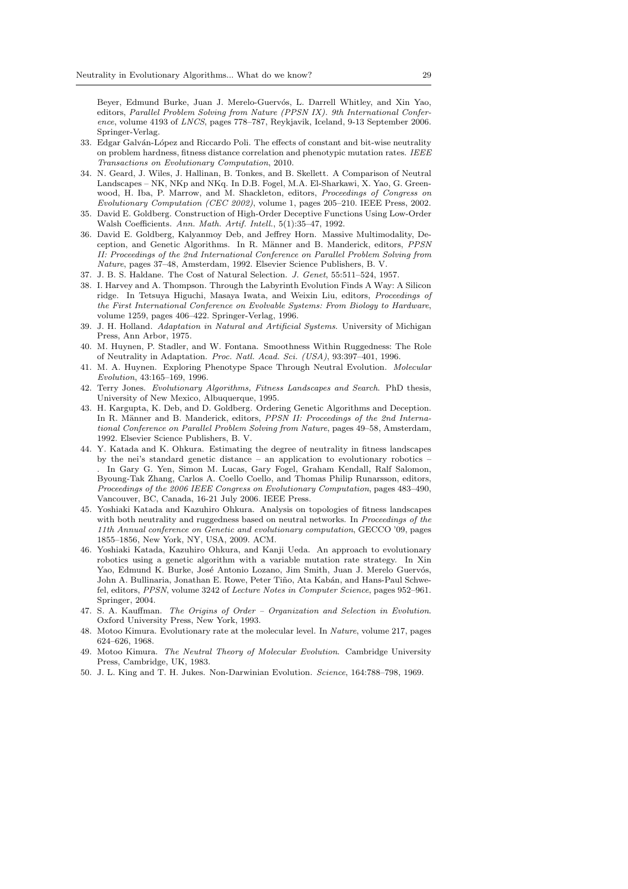Beyer, Edmund Burke, Juan J. Merelo-Guervós, L. Darrell Whitley, and Xin Yao, editors, *Parallel Problem Solving from Nature (PPSN IX). 9th International Conference*, volume 4193 of *LNCS*, pages 778–787, Reykjavik, Iceland, 9-13 September 2006. Springer-Verlag.

33. Edgar Galván-López and Riccardo Poli. The effects of constant and bit-wise neutrality on problem hardness, fitness distance correlation and phenotypic mutation rates. *IEEE Transactions on Evolutionary Computation*, 2010.
34. N. Geard, J. Wiles, J. Hallinan, B. Tonkes, and B. Skellett. A Comparison of Neutral Landscapes – NK, NKp and NKq. In D.B. Fogel, M.A. El-Sharkawi, X. Yao, G. Greenwood, H. Iba, P. Marrow, and M. Shackleton, editors, *Proceedings of Congress on Evolutionary Computation (CEC 2002)*, volume 1, pages 205–210. IEEE Press, 2002.
35. David E. Goldberg. Construction of High-Order Deceptive Functions Using Low-Order Walsh Coefficients. *Ann. Math. Artif. Intell.*, 5(1):35–47, 1992.
36. David E. Goldberg, Kalyanmoy Deb, and Jeffrey Horn. Massive Multimodality, Deception, and Genetic Algorithms. In R. Männer and B. Manderick, editors, *PPSN II: Proceedings of the 2nd International Conference on Parallel Problem Solving from Nature*, pages 37–48, Amsterdam, 1992. Elsevier Science Publishers, B. V.
37. J. B. S. Haldane. The Cost of Natural Selection. *J. Genet*, 55:511–524, 1957.
38. I. Harvey and A. Thompson. Through the Labyrinth Evolution Finds A Way: A Silicon ridge. In Tetsuya Higuchi, Masaya Iwata, and Weixin Liu, editors, *Proceedings of the First International Conference on Evolvable Systems: From Biology to Hardware*, volume 1259, pages 406–422. Springer-Verlag, 1996.
39. J. H. Holland. *Adaptation in Natural and Artificial Systems*. University of Michigan Press, Ann Arbor, 1975.
40. M. Huynen, P. Stadler, and W. Fontana. Smoothness Within Ruggedness: The Role of Neutrality in Adaptation. *Proc. Natl. Acad. Sci. (USA)*, 93:397–401, 1996.
41. M. A. Huynen. Exploring Phenotype Space Through Neutral Evolution. *Molecular Evolution*, 43:165–169, 1996.
42. Terry Jones. *Evolutionary Algorithms, Fitness Landscapes and Search*. PhD thesis, University of New Mexico, Albuquerque, 1995.
43. H. Kargupta, K. Deb, and D. Goldberg. Ordering Genetic Algorithms and Deception. In R. Männer and B. Manderick, editors, *PPSN II: Proceedings of the 2nd International Conference on Parallel Problem Solving from Nature*, pages 49–58, Amsterdam, 1992. Elsevier Science Publishers, B. V.
44. Y. Katada and K. Ohkura. Estimating the degree of neutrality in fitness landscapes by the nei's standard genetic distance – an application to evolutionary robotics – . In Gary G. Yen, Simon M. Lucas, Gary Fogel, Graham Kendall, Ralf Salomon, Byoung-Tak Zhang, Carlos A. Coello Coello, and Thomas Philip Runarsson, editors, *Proceedings of the 2006 IEEE Congress on Evolutionary Computation*, pages 483–490, Vancouver, BC, Canada, 16-21 July 2006. IEEE Press.
45. Yoshiaki Katada and Kazuhiro Ohkura. Analysis on topologies of fitness landscapes with both neutrality and ruggedness based on neutral networks. In *Proceedings of the 11th Annual conference on Genetic and evolutionary computation*, GECCO '09, pages 1855–1856, New York, NY, USA, 2009. ACM.
46. Yoshiaki Katada, Kazuhiro Ohkura, and Kanji Ueda. An approach to evolutionary robotics using a genetic algorithm with a variable mutation rate strategy. In Xin Yao, Edmund K. Burke, José Antonio Lozano, Jim Smith, Juan J. Merelo Guervós, John A. Bullinaria, Jonathan E. Rowe, Peter Tiňo, Ata Kabán, and Hans-Paul Schwefel, editors, *PPSN*, volume 3242 of *Lecture Notes in Computer Science*, pages 952–961. Springer, 2004.
47. S. A. Kauffman. *The Origins of Order – Organization and Selection in Evolution*. Oxford University Press, New York, 1993.
48. Motoo Kimura. Evolutionary rate at the molecular level. In *Nature*, volume 217, pages 624–626, 1968.
49. Motoo Kimura. *The Neutral Theory of Molecular Evolution*. Cambridge University Press, Cambridge, UK, 1983.
50. J. L. King and T. H. Jukes. Non-Darwinian Evolution. *Science*, 164:788–798, 1969.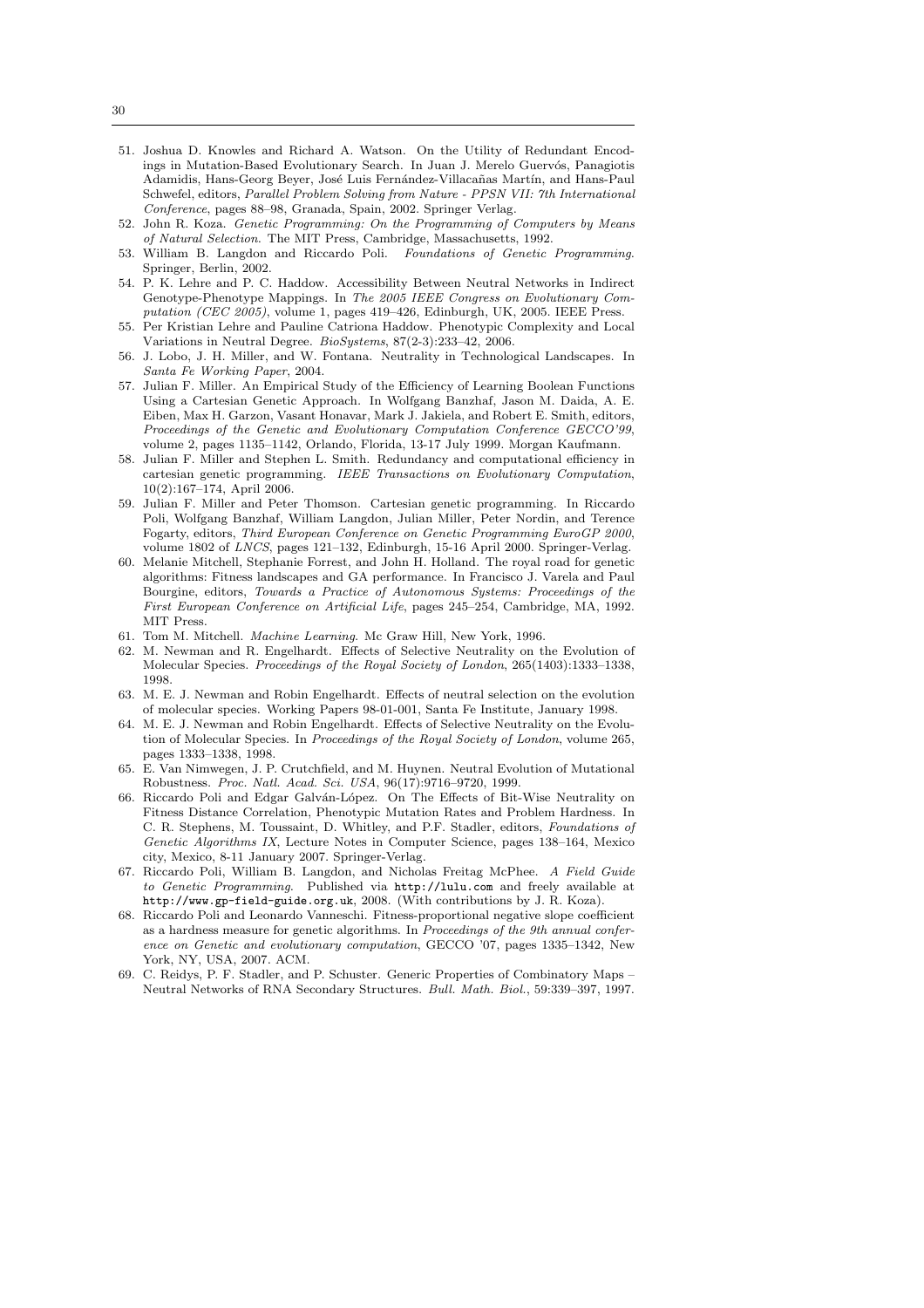51. Joshua D. Knowles and Richard A. Watson. On the Utility of Redundant Encodings in Mutation-Based Evolutionary Search. In Juan J. Merelo Guervós, Panagiotis Adamidis, Hans-Georg Beyer, José Luis Fernández-Villacañas Martín, and Hans-Paul Schwefel, editors, *Parallel Problem Solving from Nature - PPSN VII: 7th International Conference*, pages 88–98, Granada, Spain, 2002. Springer Verlag.
52. John R. Koza. *Genetic Programming: On the Programming of Computers by Means of Natural Selection*. The MIT Press, Cambridge, Massachusetts, 1992.
53. William B. Langdon and Riccardo Poli. *Foundations of Genetic Programming*. Springer, Berlin, 2002.
54. P. K. Lehre and P. C. Haddow. Accessibility Between Neutral Networks in Indirect Genotype-Phenotype Mappings. In *The 2005 IEEE Congress on Evolutionary Computation (CEC 2005)*, volume 1, pages 419–426, Edinburgh, UK, 2005. IEEE Press.
55. Per Kristian Lehre and Pauline Catriona Haddow. Phenotypic Complexity and Local Variations in Neutral Degree. *BioSystems*, 87(2-3):233–42, 2006.
56. J. Lobo, J. H. Miller, and W. Fontana. Neutrality in Technological Landscapes. In *Santa Fe Working Paper*, 2004.
57. Julian F. Miller. An Empirical Study of the Efficiency of Learning Boolean Functions Using a Cartesian Genetic Approach. In Wolfgang Banzhaf, Jason M. Daida, A. E. Eiben, Max H. Garzon, Vasant Honavar, Mark J. Jakiela, and Robert E. Smith, editors, *Proceedings of the Genetic and Evolutionary Computation Conference GECCO'99*, volume 2, pages 1135–1142, Orlando, Florida, 13-17 July 1999. Morgan Kaufmann.
58. Julian F. Miller and Stephen L. Smith. Redundancy and computational efficiency in cartesian genetic programming. *IEEE Transactions on Evolutionary Computation*, 10(2):167–174, April 2006.
59. Julian F. Miller and Peter Thomson. Cartesian genetic programming. In Riccardo Poli, Wolfgang Banzhaf, William Langdon, Julian Miller, Peter Nordin, and Terence Fogarty, editors, *Third European Conference on Genetic Programming EuroGP 2000*, volume 1802 of *LNCS*, pages 121–132, Edinburgh, 15-16 April 2000. Springer-Verlag.
60. Melanie Mitchell, Stephanie Forrest, and John H. Holland. The royal road for genetic algorithms: Fitness landscapes and GA performance. In Francisco J. Varela and Paul Bourgine, editors, *Towards a Practice of Autonomous Systems: Proceedings of the First European Conference on Artificial Life*, pages 245–254, Cambridge, MA, 1992. MIT Press.
61. Tom M. Mitchell. *Machine Learning*. Mc Graw Hill, New York, 1996.
62. M. Newman and R. Engelhardt. Effects of Selective Neutrality on the Evolution of Molecular Species. *Proceedings of the Royal Society of London*, 265(1403):1333–1338, 1998.
63. M. E. J. Newman and Robin Engelhardt. Effects of neutral selection on the evolution of molecular species. Working Papers 98-01-001, Santa Fe Institute, January 1998.
64. M. E. J. Newman and Robin Engelhardt. Effects of Selective Neutrality on the Evolution of Molecular Species. In *Proceedings of the Royal Society of London*, volume 265, pages 1333–1338, 1998.
65. E. Van Nimwegen, J. P. Crutchfield, and M. Huynen. Neutral Evolution of Mutational Robustness. *Proc. Natl. Acad. Sci. USA*, 96(17):9716–9720, 1999.
66. Riccardo Poli and Edgar Galván-López. On The Effects of Bit-Wise Neutrality on Fitness Distance Correlation, Phenotypic Mutation Rates and Problem Hardness. In C. R. Stephens, M. Toussaint, D. Whitley, and P.F. Stadler, editors, *Foundations of Genetic Algorithms IX*, Lecture Notes in Computer Science, pages 138–164, Mexico city, Mexico, 8-11 January 2007. Springer-Verlag.
67. Riccardo Poli, William B. Langdon, and Nicholas Freitag McPhee. *A Field Guide to Genetic Programming*. Published via http://lulu.com and freely available at http://www.gp-field-guide.org.uk, 2008. (With contributions by J. R. Koza).
68. Riccardo Poli and Leonardo Vanneschi. Fitness-proportional negative slope coefficient as a hardness measure for genetic algorithms. In *Proceedings of the 9th annual conference on Genetic and evolutionary computation*, GECCO '07, pages 1335–1342, New York, NY, USA, 2007. ACM.
69. C. Reidys, P. F. Stadler, and P. Schuster. Generic Properties of Combinatory Maps – Neutral Networks of RNA Secondary Structures. *Bull. Math. Biol.*, 59:339–397, 1997.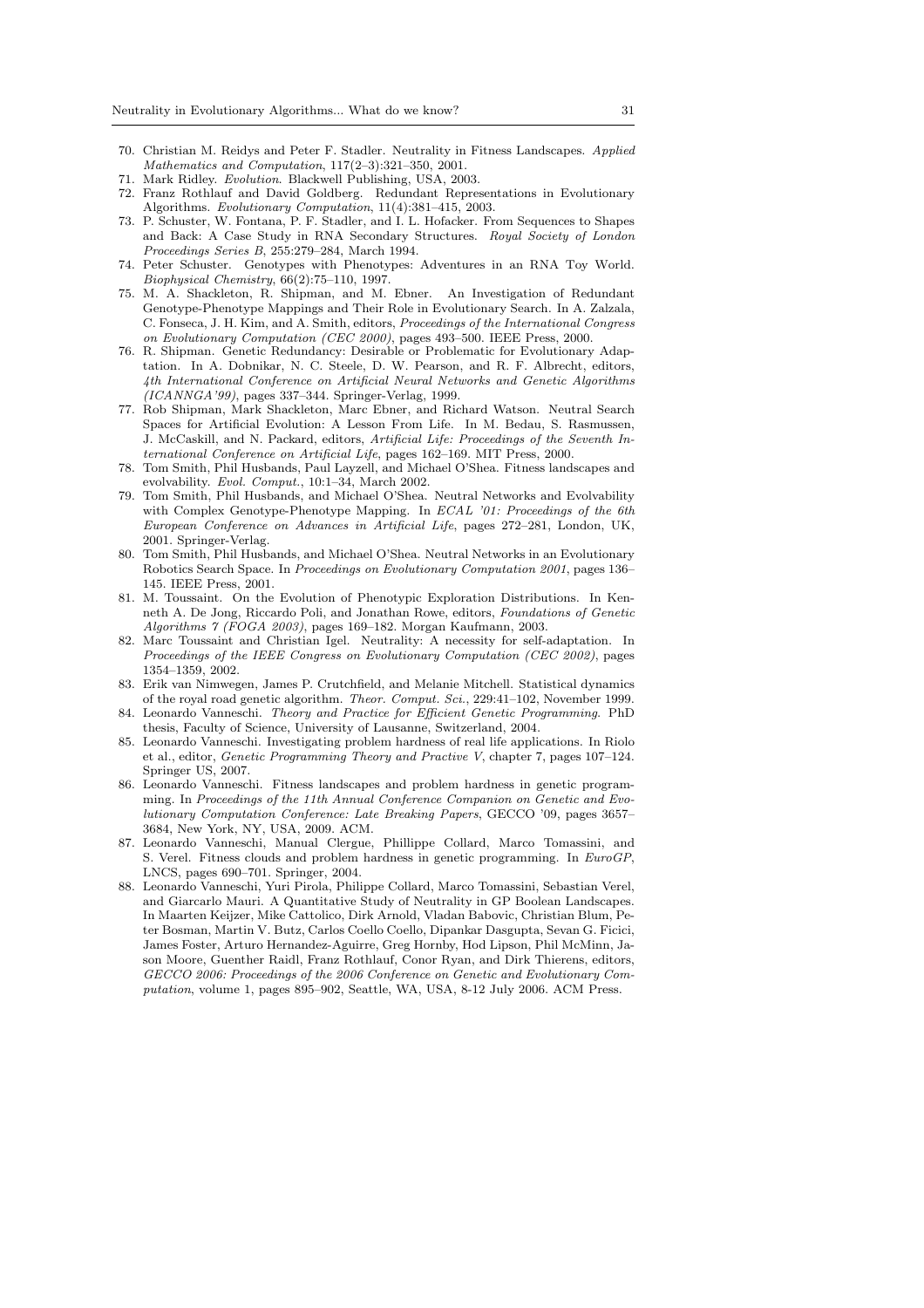70. Christian M. Reidys and Peter F. Stadler. Neutrality in Fitness Landscapes. *Applied Mathematics and Computation*, 117(2–3):321–350, 2001.
71. Mark Ridley. *Evolution*. Blackwell Publishing, USA, 2003.
72. Franz Rothlauf and David Goldberg. Redundant Representations in Evolutionary Algorithms. *Evolutionary Computation*, 11(4):381–415, 2003.
73. P. Schuster, W. Fontana, P. F. Stadler, and I. L. Hofacker. From Sequences to Shapes and Back: A Case Study in RNA Secondary Structures. *Royal Society of London Proceedings Series B*, 255:279–284, March 1994.
74. Peter Schuster. Genotypes with Phenotypes: Adventures in an RNA Toy World. *Biophysical Chemistry*, 66(2):75–110, 1997.
75. M. A. Shackleton, R. Shipman, and M. Ebner. An Investigation of Redundant Genotype-Phenotype Mappings and Their Role in Evolutionary Search. In A. Zalzala, C. Fonseca, J. H. Kim, and A. Smith, editors, *Proceedings of the International Congress on Evolutionary Computation (CEC 2000)*, pages 493–500. IEEE Press, 2000.
76. R. Shipman. Genetic Redundancy: Desirable or Problematic for Evolutionary Adaptation. In A. Dobnikar, N. C. Steele, D. W. Pearson, and R. F. Albrecht, editors, *4th International Conference on Artificial Neural Networks and Genetic Algorithms (ICANNGA'99)*, pages 337–344. Springer-Verlag, 1999.
77. Rob Shipman, Mark Shackleton, Marc Ebner, and Richard Watson. Neutral Search Spaces for Artificial Evolution: A Lesson From Life. In M. Bedau, S. Rasmussen, J. McCaskill, and N. Packard, editors, *Artificial Life: Proceedings of the Seventh International Conference on Artificial Life*, pages 162–169. MIT Press, 2000.
78. Tom Smith, Phil Husbands, Paul Layzell, and Michael O'Shea. Fitness landscapes and evolvability. *Evol. Comput.*, 10:1–34, March 2002.
79. Tom Smith, Phil Husbands, and Michael O'Shea. Neutral Networks and Evolvability with Complex Genotype-Phenotype Mapping. In *ECAL '01: Proceedings of the 6th European Conference on Advances in Artificial Life*, pages 272–281, London, UK, 2001. Springer-Verlag.
80. Tom Smith, Phil Husbands, and Michael O'Shea. Neutral Networks in an Evolutionary Robotics Search Space. In *Proceedings on Evolutionary Computation 2001*, pages 136–145. IEEE Press, 2001.
81. M. Toussaint. On the Evolution of Phenotypic Exploration Distributions. In Kenneth A. De Jong, Riccardo Poli, and Jonathan Rowe, editors, *Foundations of Genetic Algorithms 7 (FOGA 2003)*, pages 169–182. Morgan Kaufmann, 2003.
82. Marc Toussaint and Christian Igel. Neutrality: A necessity for self-adaptation. In *Proceedings of the IEEE Congress on Evolutionary Computation (CEC 2002)*, pages 1354–1359, 2002.
83. Erik van Nimwegen, James P. Crutchfield, and Melanie Mitchell. Statistical dynamics of the royal road genetic algorithm. *Theor. Comput. Sci.*, 229:41–102, November 1999.
84. Leonardo Vanneschi. *Theory and Practice for Efficient Genetic Programming*. PhD thesis, Faculty of Science, University of Lausanne, Switzerland, 2004.
85. Leonardo Vanneschi. Investigating problem hardness of real life applications. In Riolo et al., editor, *Genetic Programming Theory and Practive V*, chapter 7, pages 107–124. Springer US, 2007.
86. Leonardo Vanneschi. Fitness landscapes and problem hardness in genetic programming. In *Proceedings of the 11th Annual Conference Companion on Genetic and Evolutionary Computation Conference: Late Breaking Papers*, GECCO '09, pages 3657–3684, New York, NY, USA, 2009. ACM.
87. Leonardo Vanneschi, Manual Clergue, Phillippe Collard, Marco Tomassini, and S. Verel. Fitness clouds and problem hardness in genetic programming. In *EuroGP*, LNCS, pages 690–701. Springer, 2004.
88. Leonardo Vanneschi, Yuri Pirola, Philippe Collard, Marco Tomassini, Sebastian Verel, and Giarcarlo Mauri. A Quantitative Study of Neutrality in GP Boolean Landscapes. In Maarten Keijzer, Mike Cattolico, Dirk Arnold, Vladan Babovic, Christian Blum, Peter Bosman, Martin V. Butz, Carlos Coello Coello, Dipankar Dasgupta, Sevan G. Ficici, James Foster, Arturo Hernandez-Aguirre, Greg Hornby, Hod Lipson, Phil McMinn, Jason Moore, Guenther Raidl, Franz Rothlauf, Conor Ryan, and Dirk Thierens, editors, *GECCO 2006: Proceedings of the 2006 Conference on Genetic and Evolutionary Computation*, volume 1, pages 895–902, Seattle, WA, USA, 8-12 July 2006. ACM Press.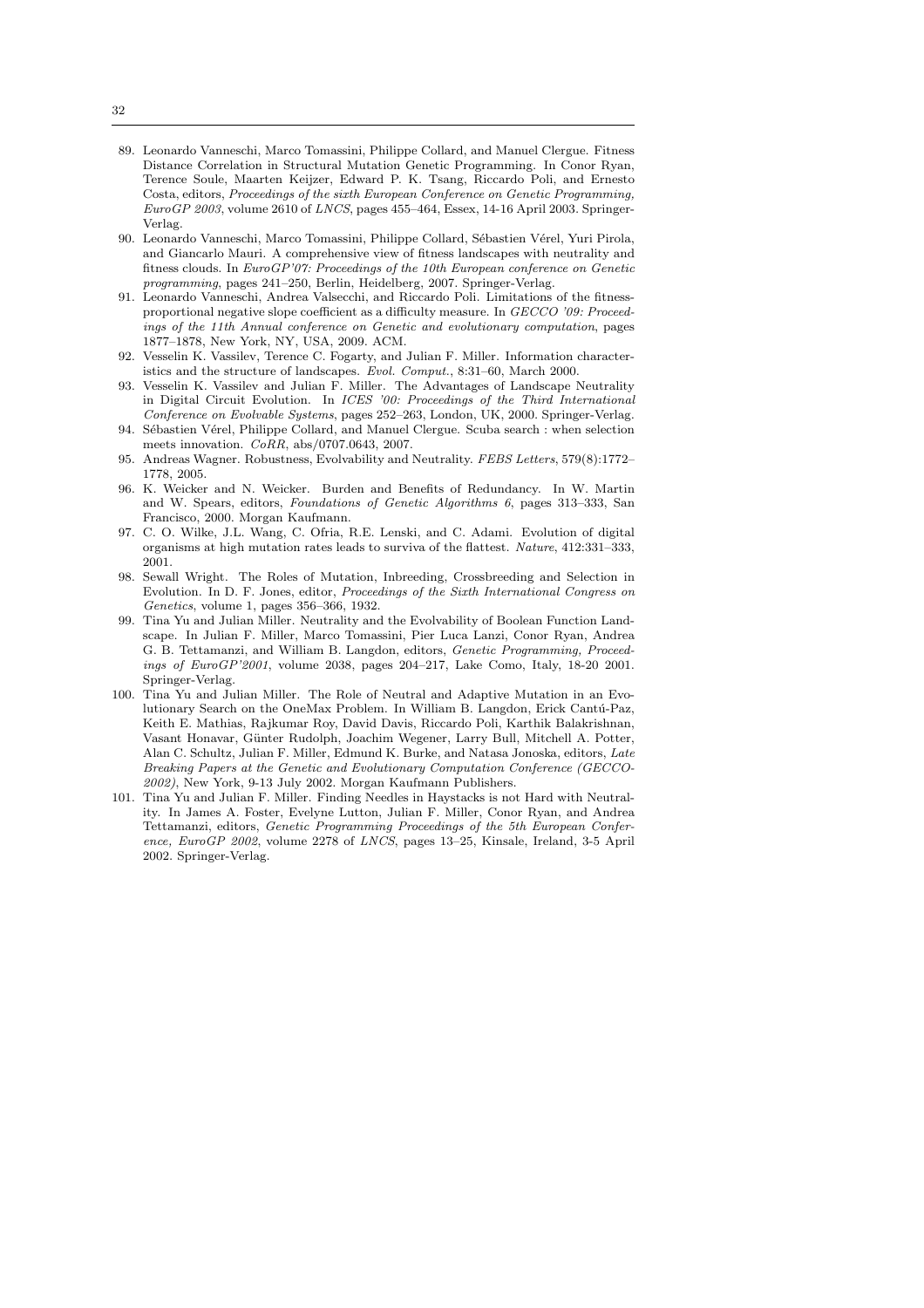89. Leonardo Vanneschi, Marco Tomassini, Philippe Collard, and Manuel Clergue. Fitness Distance Correlation in Structural Mutation Genetic Programming. In Conor Ryan, Terence Soule, Maarten Keijzer, Edward P. K. Tsang, Riccardo Poli, and Ernesto Costa, editors, *Proceedings of the sixth European Conference on Genetic Programming, EuroGP 2003*, volume 2610 of *LNCS*, pages 455–464, Essex, 14-16 April 2003. Springer-Verlag.
90. Leonardo Vanneschi, Marco Tomassini, Philippe Collard, Sébastien Vérel, Yuri Pirola, and Giancarlo Mauri. A comprehensive view of fitness landscapes with neutrality and fitness clouds. In *EuroGP'07: Proceedings of the 10th European conference on Genetic programming*, pages 241–250, Berlin, Heidelberg, 2007. Springer-Verlag.
91. Leonardo Vanneschi, Andrea Valsecchi, and Riccardo Poli. Limitations of the fitness-proportional negative slope coefficient as a difficulty measure. In *GECCO '09: Proceedings of the 11th Annual conference on Genetic and evolutionary computation*, pages 1877–1878, New York, NY, USA, 2009. ACM.
92. Vesselin K. Vassilev, Terence C. Fogarty, and Julian F. Miller. Information characteristics and the structure of landscapes. *Evol. Comput.*, 8:31–60, March 2000.
93. Vesselin K. Vassilev and Julian F. Miller. The Advantages of Landscape Neutrality in Digital Circuit Evolution. In *ICES '00: Proceedings of the Third International Conference on Evolvable Systems*, pages 252–263, London, UK, 2000. Springer-Verlag.
94. Sébastien Vérel, Philippe Collard, and Manuel Clergue. Scuba search : when selection meets innovation. *CoRR*, abs/0707.0643, 2007.
95. Andreas Wagner. Robustness, Evolvability and Neutrality. *FEBS Letters*, 579(8):1772–1778, 2005.
96. K. Weicker and N. Weicker. Burden and Benefits of Redundancy. In W. Martin and W. Spears, editors, *Foundations of Genetic Algorithms 6*, pages 313–333, San Francisco, 2000. Morgan Kaufmann.
97. C. O. Wilke, J.L. Wang, C. Ofria, R.E. Lenski, and C. Adami. Evolution of digital organisms at high mutation rates leads to surviva of the flattest. *Nature*, 412:331–333, 2001.
98. Sewall Wright. The Roles of Mutation, Inbreeding, Crossbreeding and Selection in Evolution. In D. F. Jones, editor, *Proceedings of the Sixth International Congress on Genetics*, volume 1, pages 356–366, 1932.
99. Tina Yu and Julian Miller. Neutrality and the Evolvability of Boolean Function Landscape. In Julian F. Miller, Marco Tomassini, Pier Luca Lanzi, Conor Ryan, Andrea G. B. Tettamanzi, and William B. Langdon, editors, *Genetic Programming, Proceedings of EuroGP'2001*, volume 2038, pages 204–217, Lake Como, Italy, 18-20 2001. Springer-Verlag.
100. Tina Yu and Julian Miller. The Role of Neutral and Adaptive Mutation in an Evolutionary Search on the OneMax Problem. In William B. Langdon, Erick Cantú-Paz, Keith E. Mathias, Rajkumar Roy, David Davis, Riccardo Poli, Karthik Balakrishnan, Vasant Honavar, Günter Rudolph, Joachim Wegener, Larry Bull, Mitchell A. Potter, Alan C. Schultz, Julian F. Miller, Edmund K. Burke, and Natasa Jonoska, editors, *Late Breaking Papers at the Genetic and Evolutionary Computation Conference (GECCO-2002)*, New York, 9-13 July 2002. Morgan Kaufmann Publishers.
101. Tina Yu and Julian F. Miller. Finding Needles in Haystacks is not Hard with Neutrality. In James A. Foster, Evelyne Lutton, Julian F. Miller, Conor Ryan, and Andrea Tettamanzi, editors, *Genetic Programming Proceedings of the 5th European Conference, EuroGP 2002*, volume 2278 of *LNCS*, pages 13–25, Kinsale, Ireland, 3-5 April 2002. Springer-Verlag.